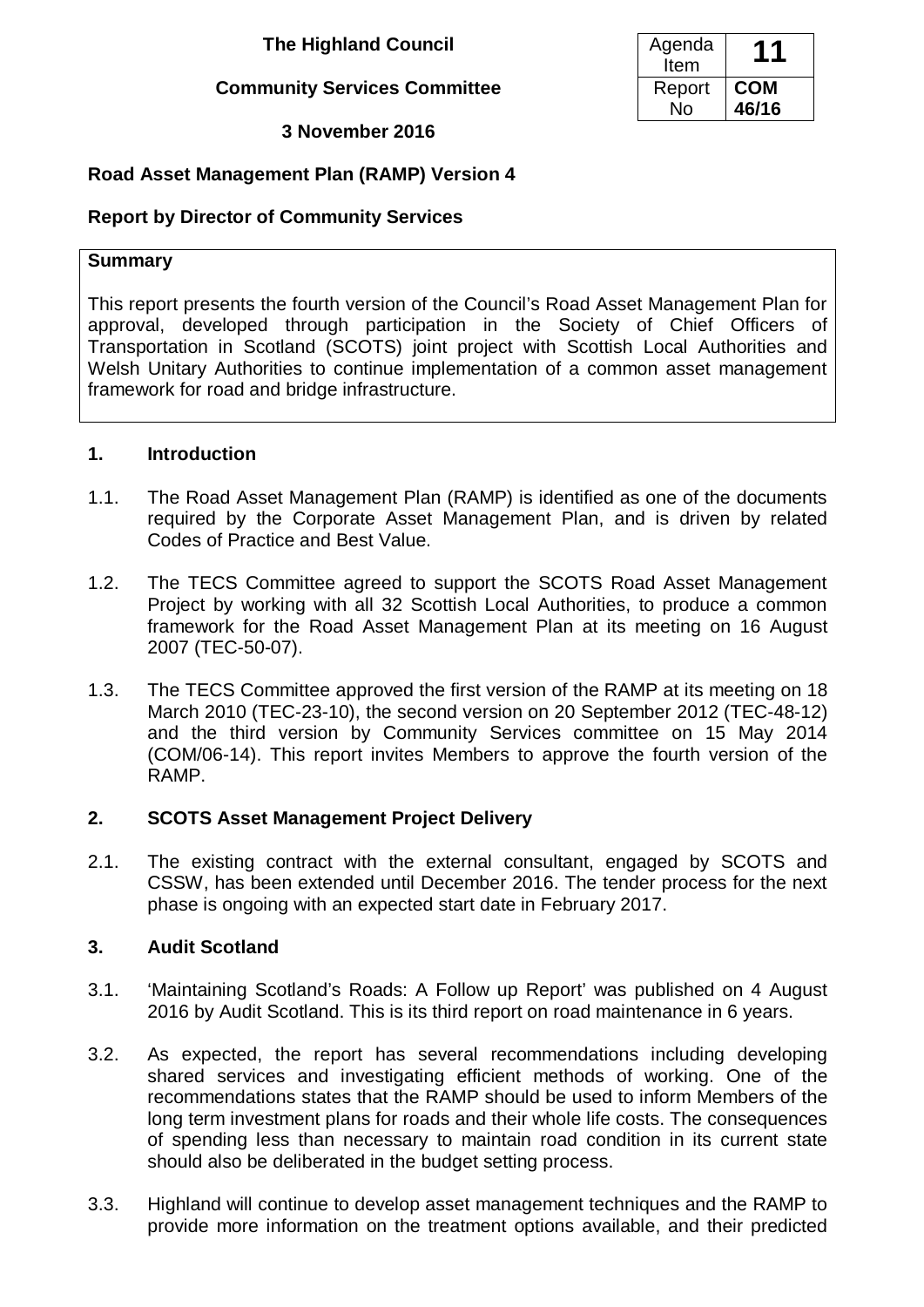**The Highland Council**

**Community Services Committee**

**3 November 2016**

| Agenda Item | **11** |
|---|---|
| Report No | **COM 46/16** |

**Road Asset Management Plan (RAMP) Version 4**

**Report by Director of Community Services**

**Summary**

This report presents the fourth version of the Council's Road Asset Management Plan for approval, developed through participation in the Society of Chief Officers of Transportation in Scotland (SCOTS) joint project with Scottish Local Authorities and Welsh Unitary Authorities to continue implementation of a common asset management framework for road and bridge infrastructure.

## 1. Introduction

1.1. The Road Asset Management Plan (RAMP) is identified as one of the documents required by the Corporate Asset Management Plan, and is driven by related Codes of Practice and Best Value.

1.2. The TECS Committee agreed to support the SCOTS Road Asset Management Project by working with all 32 Scottish Local Authorities, to produce a common framework for the Road Asset Management Plan at its meeting on 16 August 2007 (TEC-50-07).

1.3. The TECS Committee approved the first version of the RAMP at its meeting on 18 March 2010 (TEC-23-10), the second version on 20 September 2012 (TEC-48-12) and the third version by Community Services committee on 15 May 2014 (COM/06-14). This report invites Members to approve the fourth version of the RAMP.

## 2. SCOTS Asset Management Project Delivery

2.1. The existing contract with the external consultant, engaged by SCOTS and CSSW, has been extended until December 2016. The tender process for the next phase is ongoing with an expected start date in February 2017.

## 3. Audit Scotland

3.1. 'Maintaining Scotland's Roads: A Follow up Report' was published on 4 August 2016 by Audit Scotland. This is its third report on road maintenance in 6 years.

3.2. As expected, the report has several recommendations including developing shared services and investigating efficient methods of working. One of the recommendations states that the RAMP should be used to inform Members of the long term investment plans for roads and their whole life costs. The consequences of spending less than necessary to maintain road condition in its current state should also be deliberated in the budget setting process.

3.3. Highland will continue to develop asset management techniques and the RAMP to provide more information on the treatment options available, and their predicted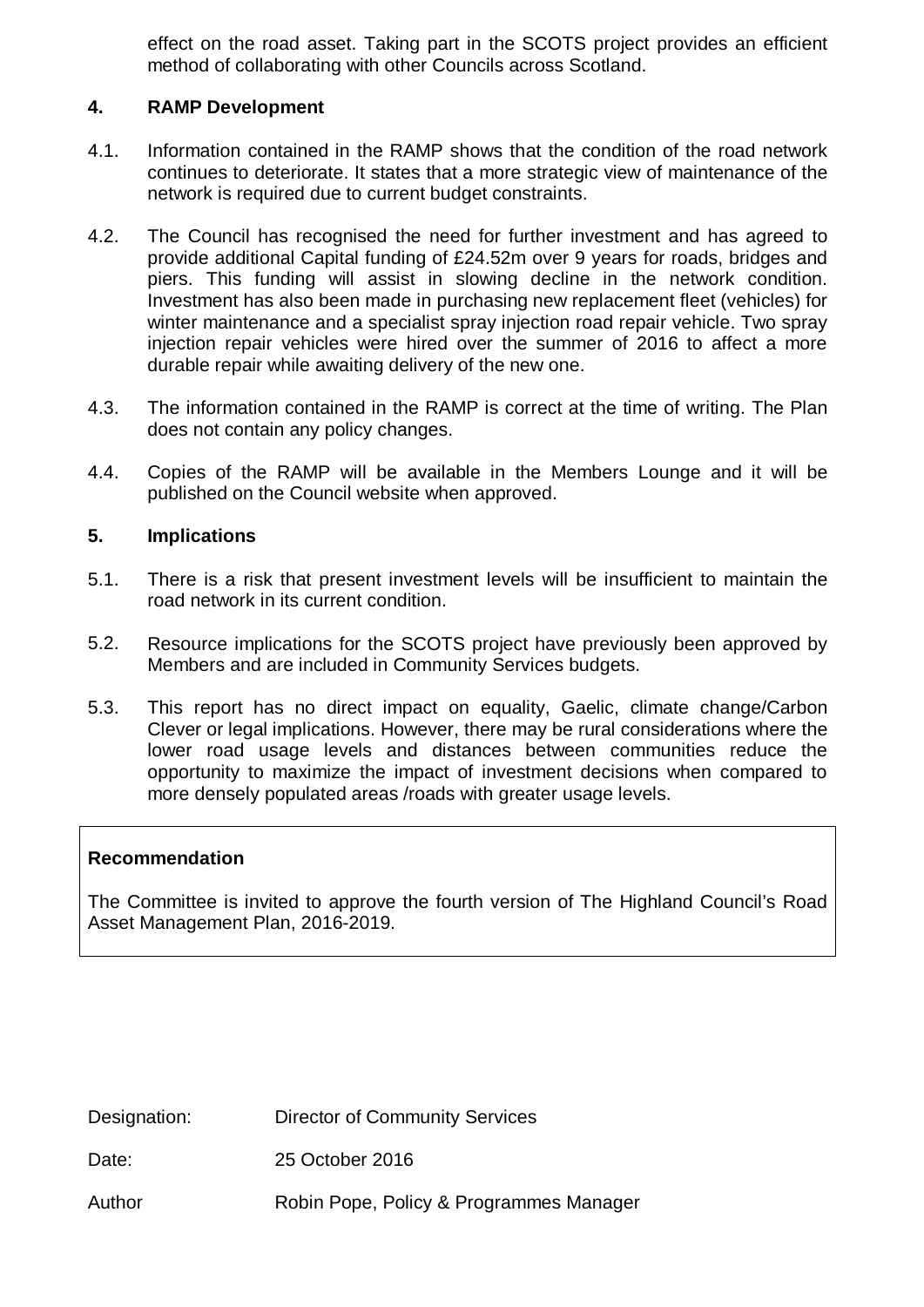effect on the road asset. Taking part in the SCOTS project provides an efficient method of collaborating with other Councils across Scotland.

## 4. RAMP Development

4.1. Information contained in the RAMP shows that the condition of the road network continues to deteriorate. It states that a more strategic view of maintenance of the network is required due to current budget constraints.

4.2. The Council has recognised the need for further investment and has agreed to provide additional Capital funding of £24.52m over 9 years for roads, bridges and piers. This funding will assist in slowing decline in the network condition. Investment has also been made in purchasing new replacement fleet (vehicles) for winter maintenance and a specialist spray injection road repair vehicle. Two spray injection repair vehicles were hired over the summer of 2016 to affect a more durable repair while awaiting delivery of the new one.

4.3. The information contained in the RAMP is correct at the time of writing. The Plan does not contain any policy changes.

4.4. Copies of the RAMP will be available in the Members Lounge and it will be published on the Council website when approved.

## 5. Implications

5.1. There is a risk that present investment levels will be insufficient to maintain the road network in its current condition.

5.2. Resource implications for the SCOTS project have previously been approved by Members and are included in Community Services budgets.

5.3. This report has no direct impact on equality, Gaelic, climate change/Carbon Clever or legal implications. However, there may be rural considerations where the lower road usage levels and distances between communities reduce the opportunity to maximize the impact of investment decisions when compared to more densely populated areas /roads with greater usage levels.

**Recommendation**

The Committee is invited to approve the fourth version of The Highland Council's Road Asset Management Plan, 2016-2019.

Designation: Director of Community Services

Date: 25 October 2016

Author Robin Pope, Policy & Programmes Manager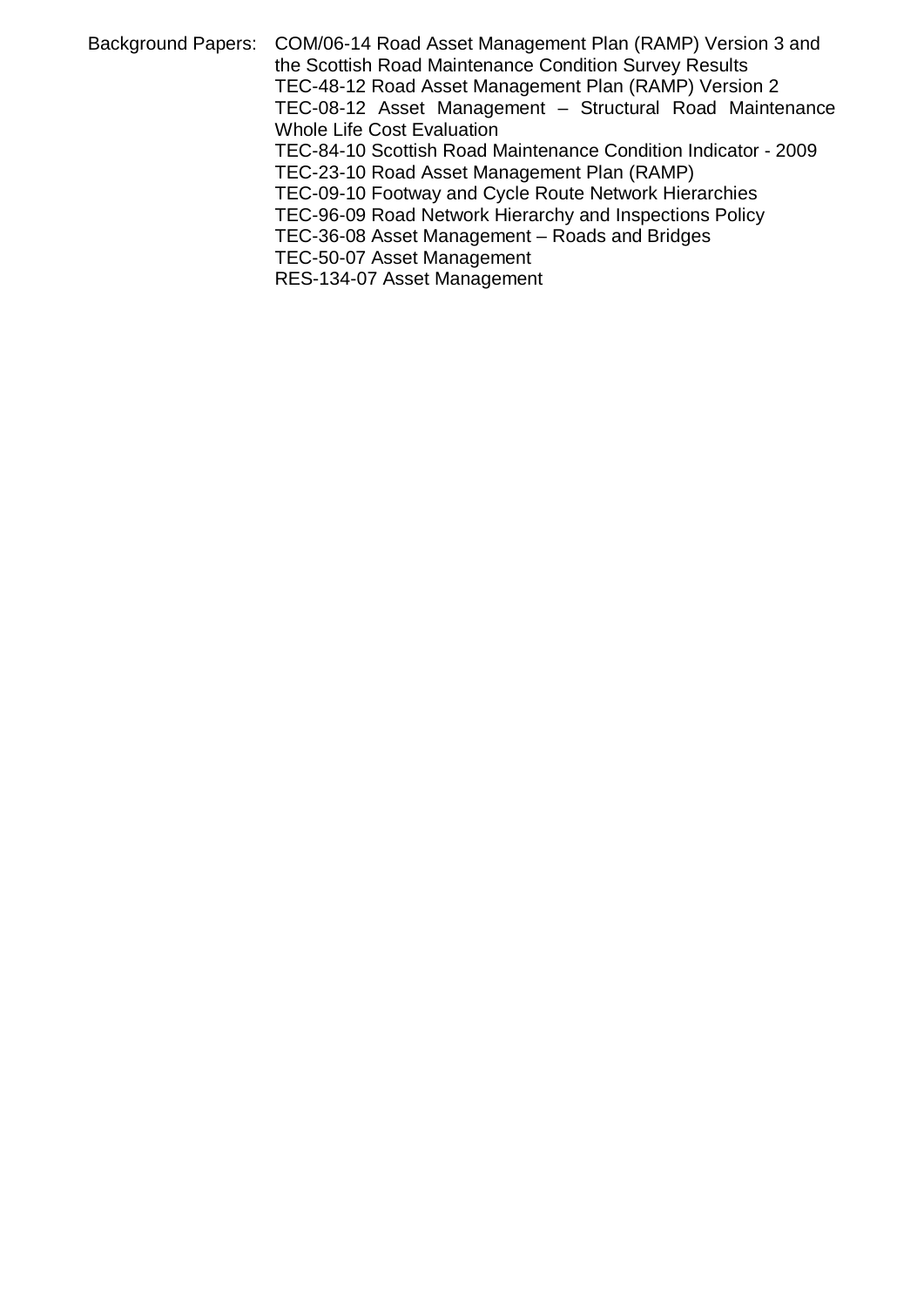Background Papers: COM/06-14 Road Asset Management Plan (RAMP) Version 3 and the Scottish Road Maintenance Condition Survey Results
TEC-48-12 Road Asset Management Plan (RAMP) Version 2
TEC-08-12 Asset Management – Structural Road Maintenance Whole Life Cost Evaluation
TEC-84-10 Scottish Road Maintenance Condition Indicator - 2009
TEC-23-10 Road Asset Management Plan (RAMP)
TEC-09-10 Footway and Cycle Route Network Hierarchies
TEC-96-09 Road Network Hierarchy and Inspections Policy
TEC-36-08 Asset Management – Roads and Bridges
TEC-50-07 Asset Management
RES-134-07 Asset Management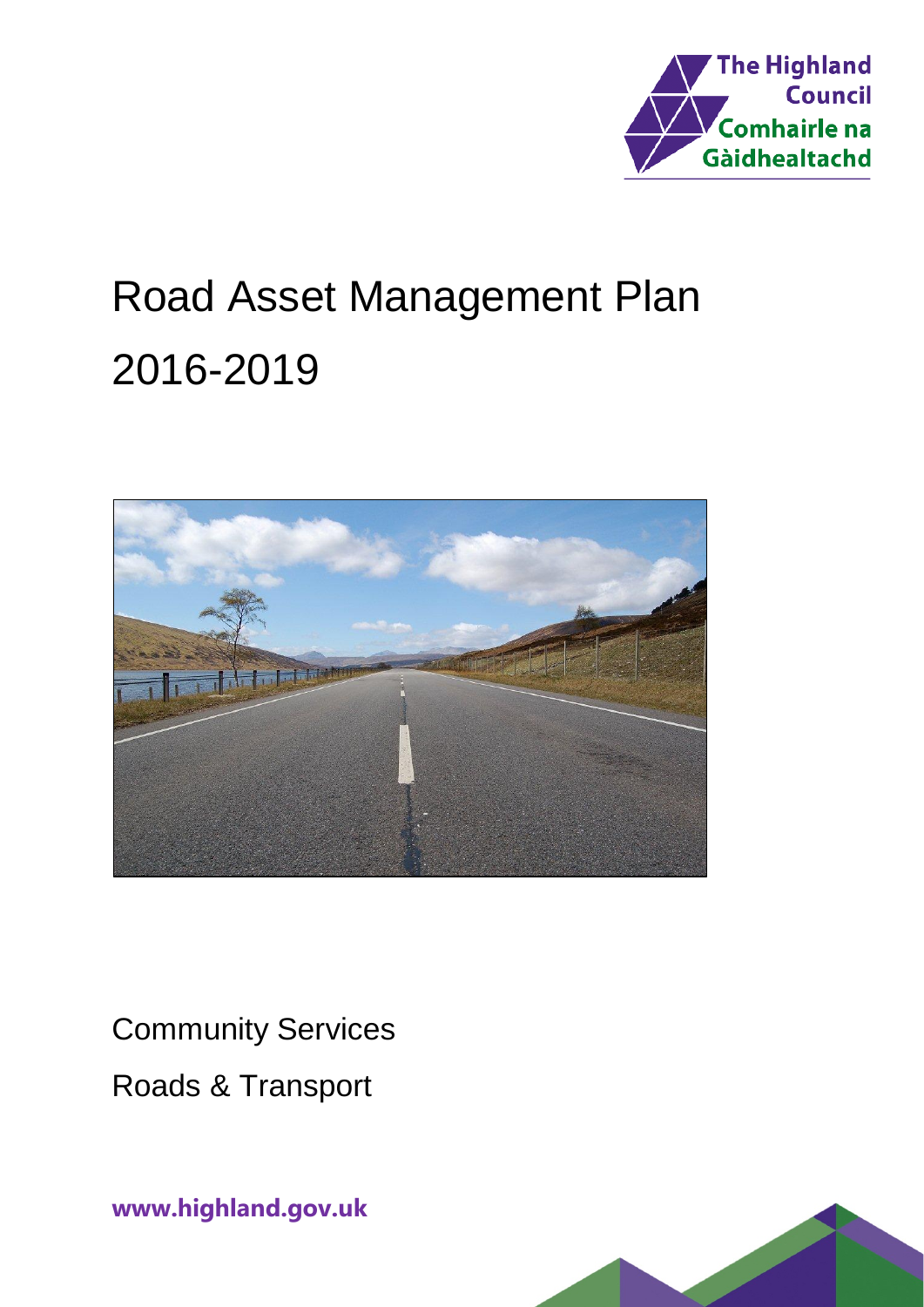The Highland Council
Comhairle na Gàidhealtachd

# Road Asset Management Plan 2016-2019

Community Services

Roads & Transport

www.highland.gov.uk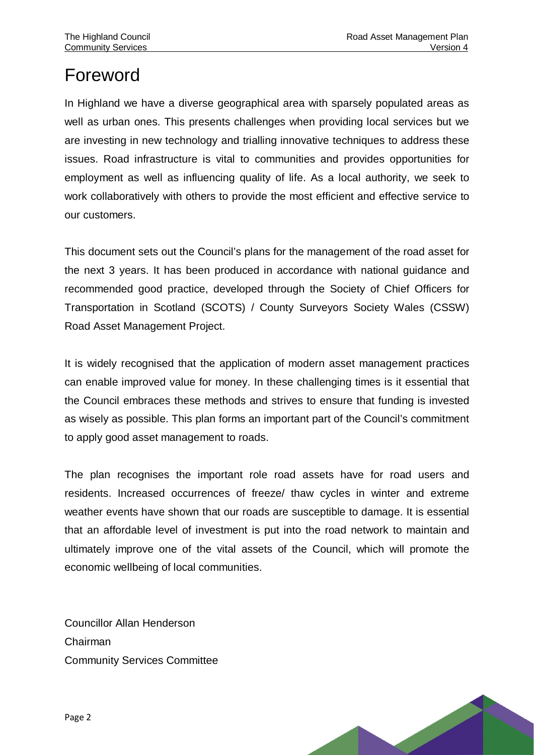# Foreword

In Highland we have a diverse geographical area with sparsely populated areas as well as urban ones. This presents challenges when providing local services but we are investing in new technology and trialling innovative techniques to address these issues. Road infrastructure is vital to communities and provides opportunities for employment as well as influencing quality of life. As a local authority, we seek to work collaboratively with others to provide the most efficient and effective service to our customers.

This document sets out the Council's plans for the management of the road asset for the next 3 years. It has been produced in accordance with national guidance and recommended good practice, developed through the Society of Chief Officers for Transportation in Scotland (SCOTS) / County Surveyors Society Wales (CSSW) Road Asset Management Project.

It is widely recognised that the application of modern asset management practices can enable improved value for money. In these challenging times is it essential that the Council embraces these methods and strives to ensure that funding is invested as wisely as possible. This plan forms an important part of the Council's commitment to apply good asset management to roads.

The plan recognises the important role road assets have for road users and residents. Increased occurrences of freeze/ thaw cycles in winter and extreme weather events have shown that our roads are susceptible to damage. It is essential that an affordable level of investment is put into the road network to maintain and ultimately improve one of the vital assets of the Council, which will promote the economic wellbeing of local communities.

Councillor Allan Henderson
Chairman
Community Services Committee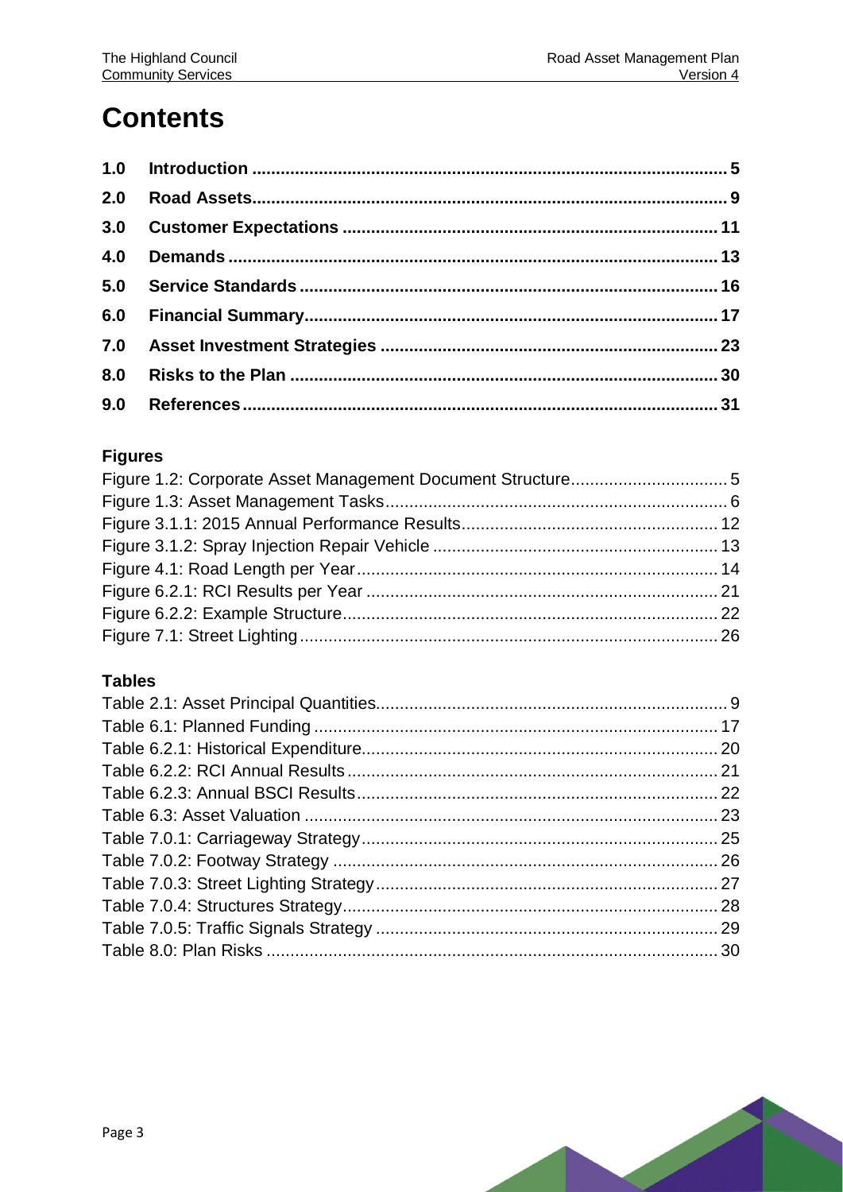# Contents

| | | |
|---|---|---|
| **1.0** | **Introduction** | **5** |
| **2.0** | **Road Assets** | **9** |
| **3.0** | **Customer Expectations** | **11** |
| **4.0** | **Demands** | **13** |
| **5.0** | **Service Standards** | **16** |
| **6.0** | **Financial Summary** | **17** |
| **7.0** | **Asset Investment Strategies** | **23** |
| **8.0** | **Risks to the Plan** | **30** |
| **9.0** | **References** | **31** |

## Figures

| | |
|---|---|
| Figure 1.2: Corporate Asset Management Document Structure | 5 |
| Figure 1.3: Asset Management Tasks | 6 |
| Figure 3.1.1: 2015 Annual Performance Results | 12 |
| Figure 3.1.2: Spray Injection Repair Vehicle | 13 |
| Figure 4.1: Road Length per Year | 14 |
| Figure 6.2.1: RCI Results per Year | 21 |
| Figure 6.2.2: Example Structure | 22 |
| Figure 7.1: Street Lighting | 26 |

## Tables

| | |
|---|---|
| Table 2.1: Asset Principal Quantities | 9 |
| Table 6.1: Planned Funding | 17 |
| Table 6.2.1: Historical Expenditure | 20 |
| Table 6.2.2: RCI Annual Results | 21 |
| Table 6.2.3: Annual BSCI Results | 22 |
| Table 6.3: Asset Valuation | 23 |
| Table 7.0.1: Carriageway Strategy | 25 |
| Table 7.0.2: Footway Strategy | 26 |
| Table 7.0.3: Street Lighting Strategy | 27 |
| Table 7.0.4: Structures Strategy | 28 |
| Table 7.0.5: Traffic Signals Strategy | 29 |
| Table 8.0: Plan Risks | 30 |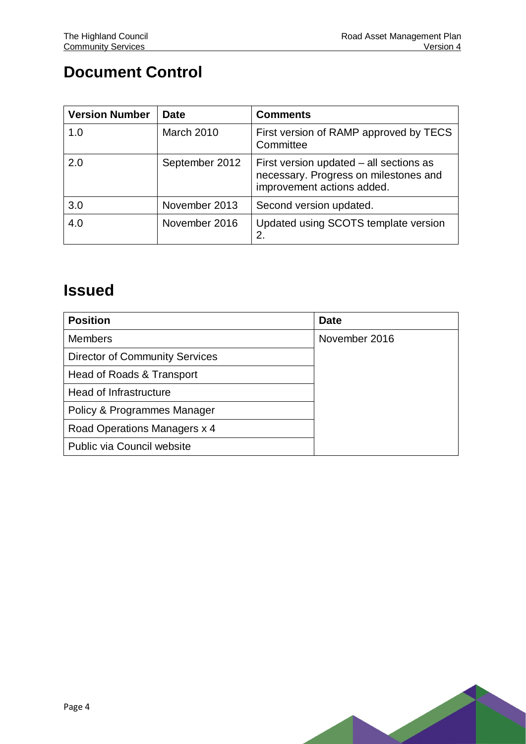# Document Control

| Version Number | Date | Comments |
| --- | --- | --- |
| 1.0 | March 2010 | First version of RAMP approved by TECS Committee |
| 2.0 | September 2012 | First version updated – all sections as necessary. Progress on milestones and improvement actions added. |
| 3.0 | November 2013 | Second version updated. |
| 4.0 | November 2016 | Updated using SCOTS template version 2. |

# Issued

| Position | Date |
| --- | --- |
| Members | November 2016 |
| Director of Community Services | |
| Head of Roads & Transport | |
| Head of Infrastructure | |
| Policy & Programmes Manager | |
| Road Operations Managers x 4 | |
| Public via Council website | |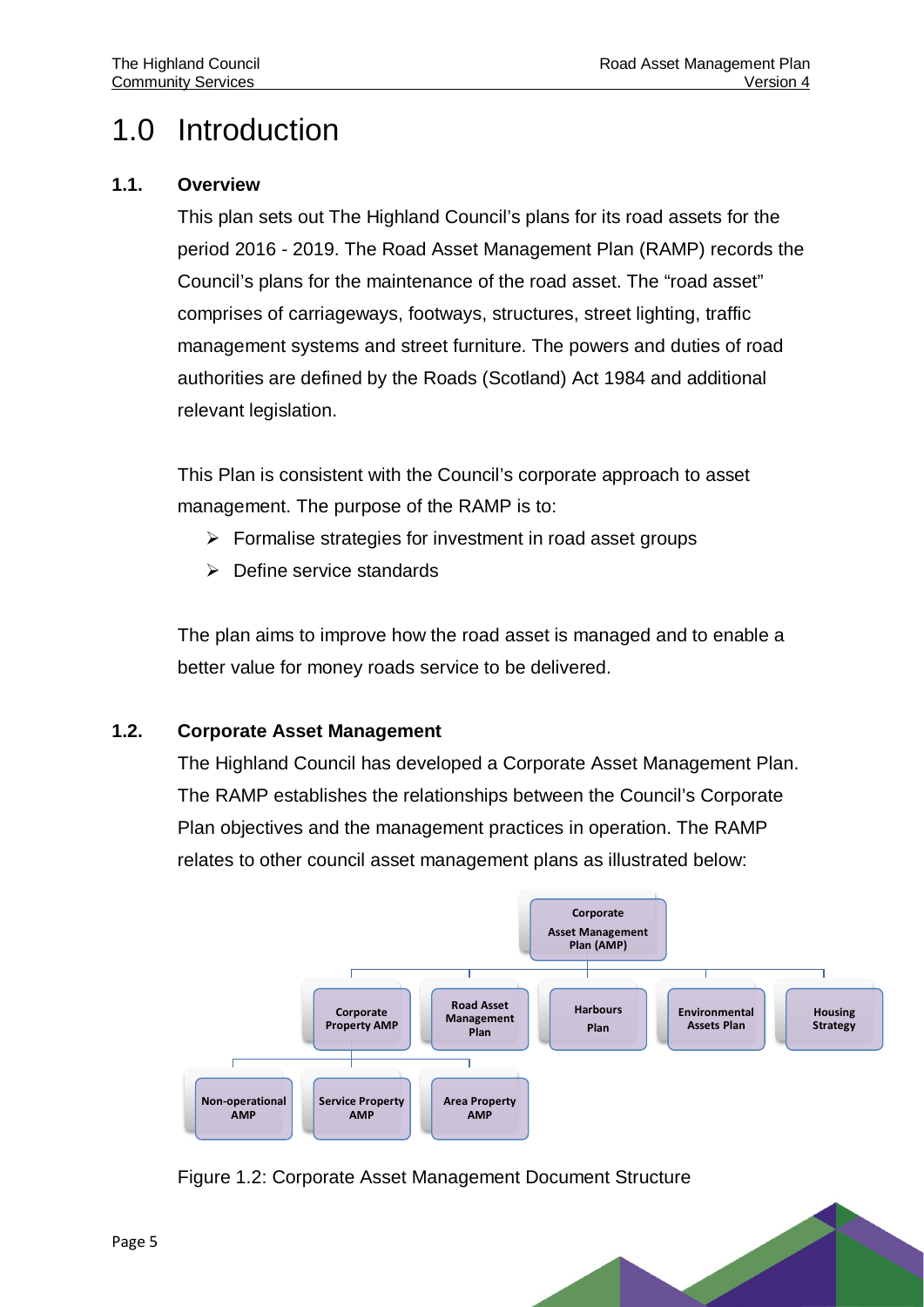# 1.0 Introduction

## 1.1. Overview

This plan sets out The Highland Council's plans for its road assets for the period 2016 - 2019. The Road Asset Management Plan (RAMP) records the Council's plans for the maintenance of the road asset. The "road asset" comprises of carriageways, footways, structures, street lighting, traffic management systems and street furniture. The powers and duties of road authorities are defined by the Roads (Scotland) Act 1984 and additional relevant legislation.

This Plan is consistent with the Council's corporate approach to asset management. The purpose of the RAMP is to:

- Formalise strategies for investment in road asset groups
- Define service standards

The plan aims to improve how the road asset is managed and to enable a better value for money roads service to be delivered.

## 1.2. Corporate Asset Management

The Highland Council has developed a Corporate Asset Management Plan. The RAMP establishes the relationships between the Council's Corporate Plan objectives and the management practices in operation. The RAMP relates to other council asset management plans as illustrated below:

- Corporate Asset Management Plan (AMP)
  - Corporate Property AMP
    - Non-operational AMP
    - Service Property AMP
    - Area Property AMP
  - Road Asset Management Plan
  - Harbours Plan
  - Environmental Assets Plan
  - Housing Strategy

Figure 1.2: Corporate Asset Management Document Structure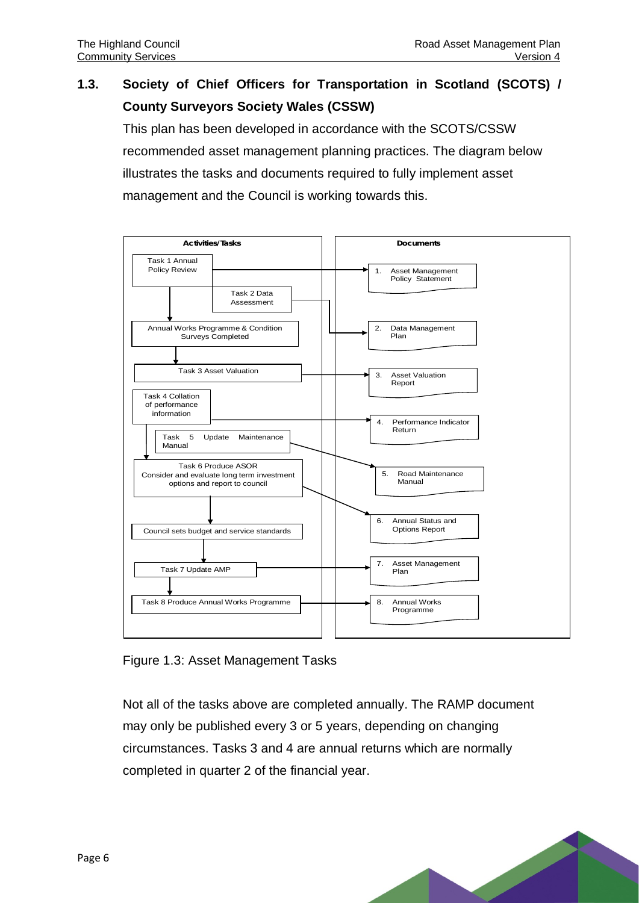## 1.3. Society of Chief Officers for Transportation in Scotland (SCOTS) / County Surveyors Society Wales (CSSW)

This plan has been developed in accordance with the SCOTS/CSSW recommended asset management planning practices. The diagram below illustrates the tasks and documents required to fully implement asset management and the Council is working towards this.

| Activities/Tasks | Documents |
| --- | --- |
| Task 1 Annual Policy Review | 1. Asset Management Policy Statement |
| Task 2 Data Assessment | 2. Data Management Plan |
| Annual Works Programme & Condition Surveys Completed | |
| Task 3 Asset Valuation | 3. Asset Valuation Report |
| Task 4 Collation of performance information | 4. Performance Indicator Return |
| Task 5 Update Maintenance Manual | 5. Road Maintenance Manual |
| Task 6 Produce ASOR Consider and evaluate long term investment options and report to council | 6. Annual Status and Options Report |
| Council sets budget and service standards | |
| Task 7 Update AMP | 7. Asset Management Plan |
| Task 8 Produce Annual Works Programme | 8. Annual Works Programme |

Figure 1.3: Asset Management Tasks

Not all of the tasks above are completed annually. The RAMP document may only be published every 3 or 5 years, depending on changing circumstances. Tasks 3 and 4 are annual returns which are normally completed in quarter 2 of the financial year.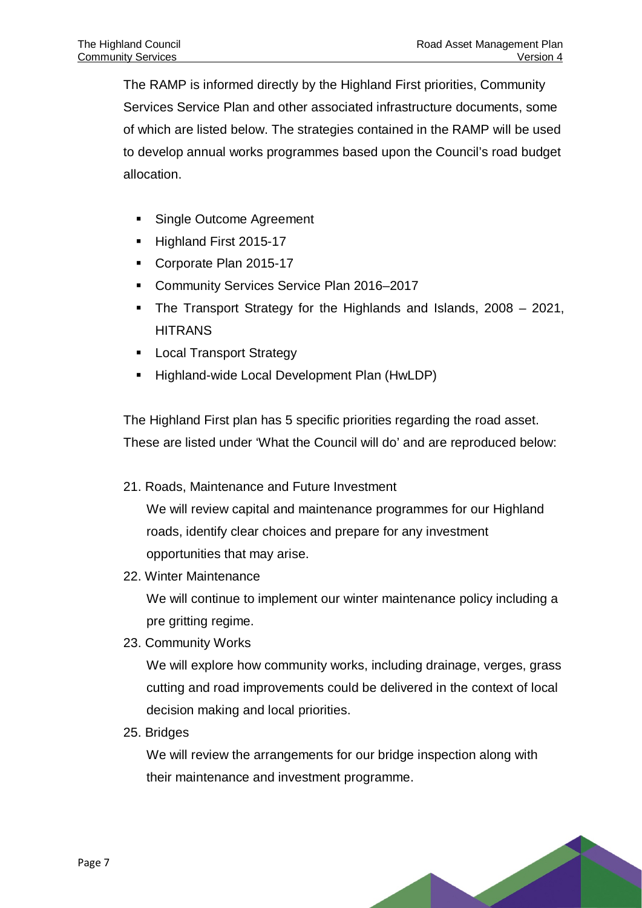The RAMP is informed directly by the Highland First priorities, Community Services Service Plan and other associated infrastructure documents, some of which are listed below. The strategies contained in the RAMP will be used to develop annual works programmes based upon the Council's road budget allocation.

- Single Outcome Agreement
- Highland First 2015-17
- Corporate Plan 2015-17
- Community Services Service Plan 2016–2017
- The Transport Strategy for the Highlands and Islands, 2008 – 2021, HITRANS
- Local Transport Strategy
- Highland-wide Local Development Plan (HwLDP)

The Highland First plan has 5 specific priorities regarding the road asset. These are listed under 'What the Council will do' and are reproduced below:

21. Roads, Maintenance and Future Investment

    We will review capital and maintenance programmes for our Highland roads, identify clear choices and prepare for any investment opportunities that may arise.

22. Winter Maintenance

    We will continue to implement our winter maintenance policy including a pre gritting regime.

23. Community Works

    We will explore how community works, including drainage, verges, grass cutting and road improvements could be delivered in the context of local decision making and local priorities.

25. Bridges

    We will review the arrangements for our bridge inspection along with their maintenance and investment programme.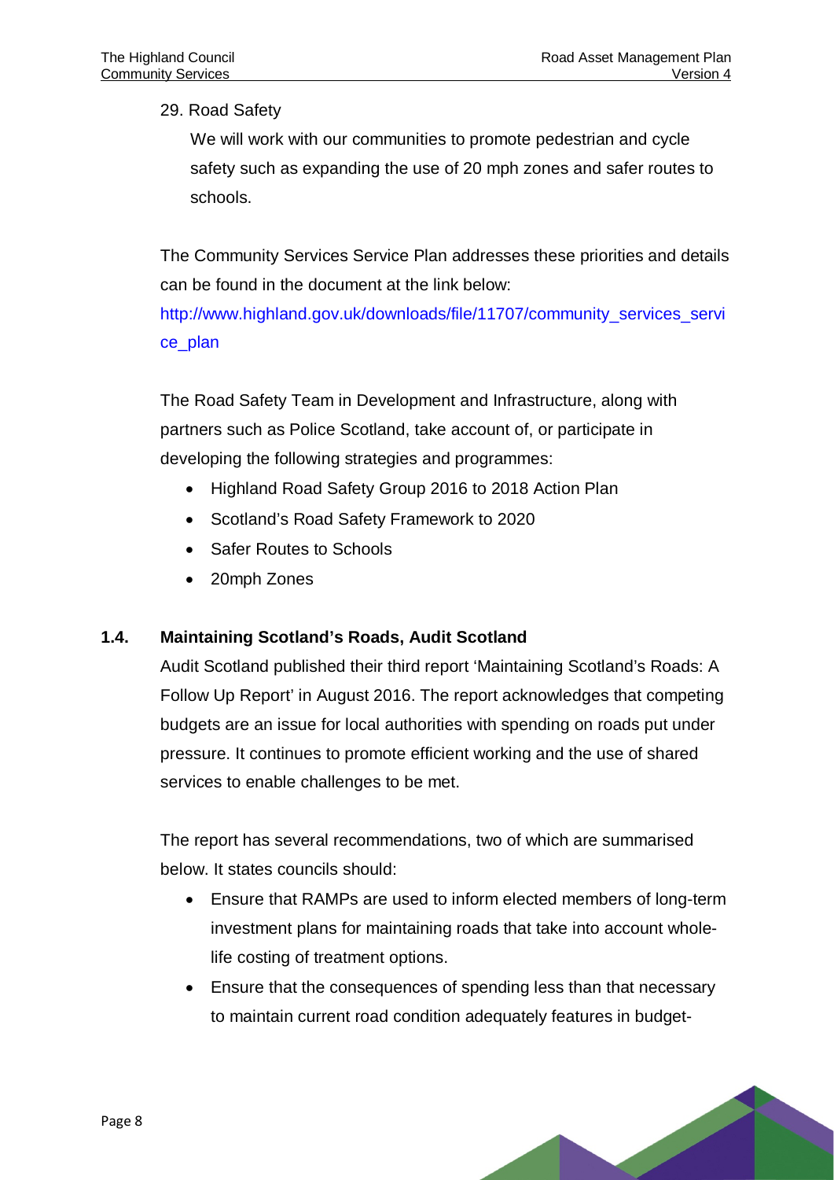29. Road Safety

We will work with our communities to promote pedestrian and cycle safety such as expanding the use of 20 mph zones and safer routes to schools.

The Community Services Service Plan addresses these priorities and details can be found in the document at the link below:
http://www.highland.gov.uk/downloads/file/11707/community_services_service_plan

The Road Safety Team in Development and Infrastructure, along with partners such as Police Scotland, take account of, or participate in developing the following strategies and programmes:

- Highland Road Safety Group 2016 to 2018 Action Plan
- Scotland's Road Safety Framework to 2020
- Safer Routes to Schools
- 20mph Zones

## 1.4. Maintaining Scotland's Roads, Audit Scotland

Audit Scotland published their third report 'Maintaining Scotland's Roads: A Follow Up Report' in August 2016. The report acknowledges that competing budgets are an issue for local authorities with spending on roads put under pressure. It continues to promote efficient working and the use of shared services to enable challenges to be met.

The report has several recommendations, two of which are summarised below. It states councils should:

- Ensure that RAMPs are used to inform elected members of long-term investment plans for maintaining roads that take into account whole-life costing of treatment options.
- Ensure that the consequences of spending less than that necessary to maintain current road condition adequately features in budget-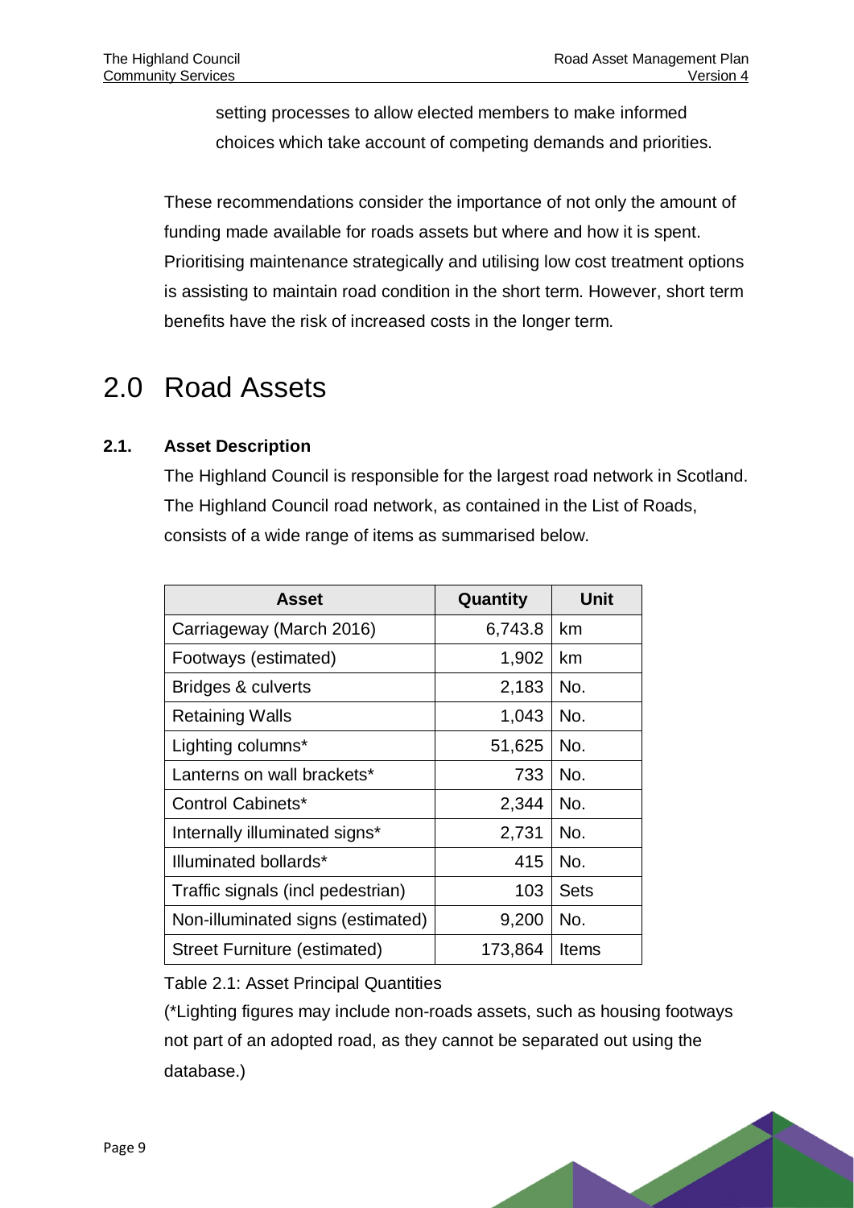setting processes to allow elected members to make informed choices which take account of competing demands and priorities.

These recommendations consider the importance of not only the amount of funding made available for roads assets but where and how it is spent. Prioritising maintenance strategically and utilising low cost treatment options is assisting to maintain road condition in the short term. However, short term benefits have the risk of increased costs in the longer term.

# 2.0 Road Assets

## 2.1. Asset Description

The Highland Council is responsible for the largest road network in Scotland. The Highland Council road network, as contained in the List of Roads, consists of a wide range of items as summarised below.

| Asset | Quantity | Unit |
|---|---|---|
| Carriageway (March 2016) | 6,743.8 | km |
| Footways (estimated) | 1,902 | km |
| Bridges & culverts | 2,183 | No. |
| Retaining Walls | 1,043 | No. |
| Lighting columns* | 51,625 | No. |
| Lanterns on wall brackets* | 733 | No. |
| Control Cabinets* | 2,344 | No. |
| Internally illuminated signs* | 2,731 | No. |
| Illuminated bollards* | 415 | No. |
| Traffic signals (incl pedestrian) | 103 | Sets |
| Non-illuminated signs (estimated) | 9,200 | No. |
| Street Furniture (estimated) | 173,864 | Items |

Table 2.1: Asset Principal Quantities

(*Lighting figures may include non-roads assets, such as housing footways not part of an adopted road, as they cannot be separated out using the database.)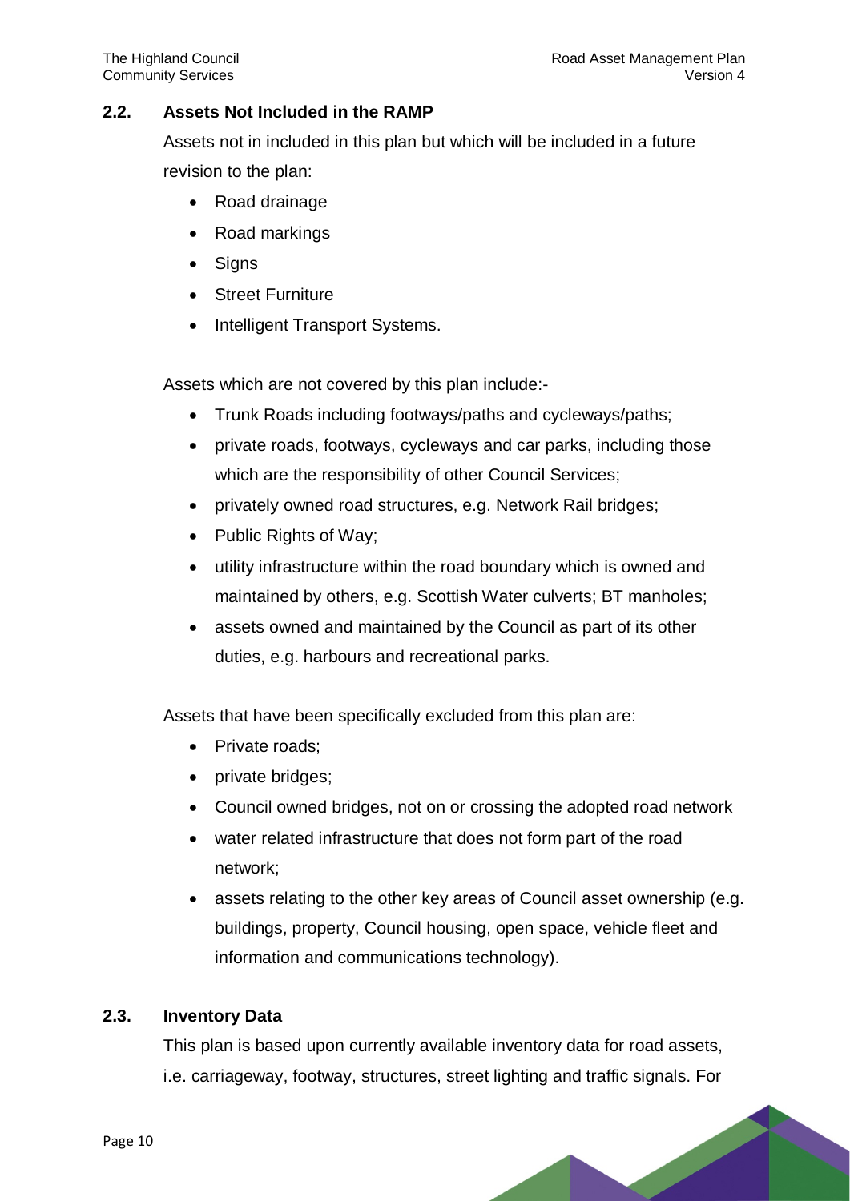## 2.2. Assets Not Included in the RAMP

Assets not in included in this plan but which will be included in a future revision to the plan:

- Road drainage
- Road markings
- Signs
- Street Furniture
- Intelligent Transport Systems.

Assets which are not covered by this plan include:-

- Trunk Roads including footways/paths and cycleways/paths;
- private roads, footways, cycleways and car parks, including those which are the responsibility of other Council Services;
- privately owned road structures, e.g. Network Rail bridges;
- Public Rights of Way;
- utility infrastructure within the road boundary which is owned and maintained by others, e.g. Scottish Water culverts; BT manholes;
- assets owned and maintained by the Council as part of its other duties, e.g. harbours and recreational parks.

Assets that have been specifically excluded from this plan are:

- Private roads;
- private bridges;
- Council owned bridges, not on or crossing the adopted road network
- water related infrastructure that does not form part of the road network;
- assets relating to the other key areas of Council asset ownership (e.g. buildings, property, Council housing, open space, vehicle fleet and information and communications technology).

## 2.3. Inventory Data

This plan is based upon currently available inventory data for road assets, i.e. carriageway, footway, structures, street lighting and traffic signals. For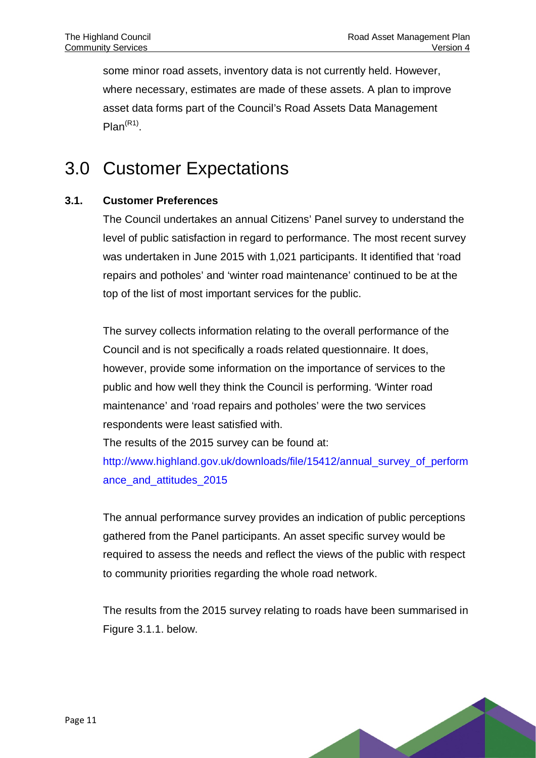some minor road assets, inventory data is not currently held. However, where necessary, estimates are made of these assets. A plan to improve asset data forms part of the Council's Road Assets Data Management Plan[R1].

# 3.0 Customer Expectations

### 3.1. Customer Preferences

The Council undertakes an annual Citizens' Panel survey to understand the level of public satisfaction in regard to performance. The most recent survey was undertaken in June 2015 with 1,021 participants. It identified that 'road repairs and potholes' and 'winter road maintenance' continued to be at the top of the list of most important services for the public.

The survey collects information relating to the overall performance of the Council and is not specifically a roads related questionnaire. It does, however, provide some information on the importance of services to the public and how well they think the Council is performing. 'Winter road maintenance' and 'road repairs and potholes' were the two services respondents were least satisfied with.
The results of the 2015 survey can be found at:
http://www.highland.gov.uk/downloads/file/15412/annual_survey_of_performance_and_attitudes_2015

The annual performance survey provides an indication of public perceptions gathered from the Panel participants. An asset specific survey would be required to assess the needs and reflect the views of the public with respect to community priorities regarding the whole road network.

The results from the 2015 survey relating to roads have been summarised in Figure 3.1.1. below.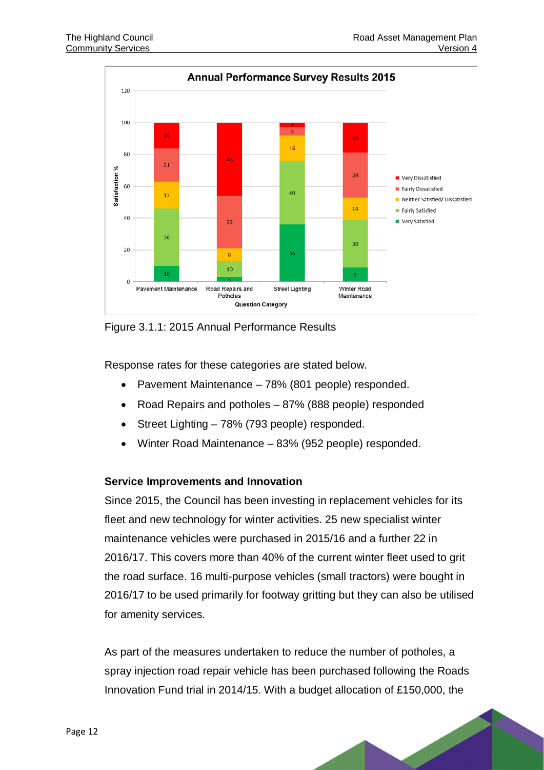Figure 3.1.1: 2015 Annual Performance Results

Response rates for these categories are stated below.

- Pavement Maintenance – 78% (801 people) responded.
- Road Repairs and potholes – 87% (888 people) responded
- Street Lighting – 78% (793 people) responded.
- Winter Road Maintenance – 83% (952 people) responded.

**Service Improvements and Innovation**

Since 2015, the Council has been investing in replacement vehicles for its fleet and new technology for winter activities. 25 new specialist winter maintenance vehicles were purchased in 2015/16 and a further 22 in 2016/17. This covers more than 40% of the current winter fleet used to grit the road surface. 16 multi-purpose vehicles (small tractors) were bought in 2016/17 to be used primarily for footway gritting but they can also be utilised for amenity services.

As part of the measures undertaken to reduce the number of potholes, a spray injection road repair vehicle has been purchased following the Roads Innovation Fund trial in 2014/15. With a budget allocation of £150,000, the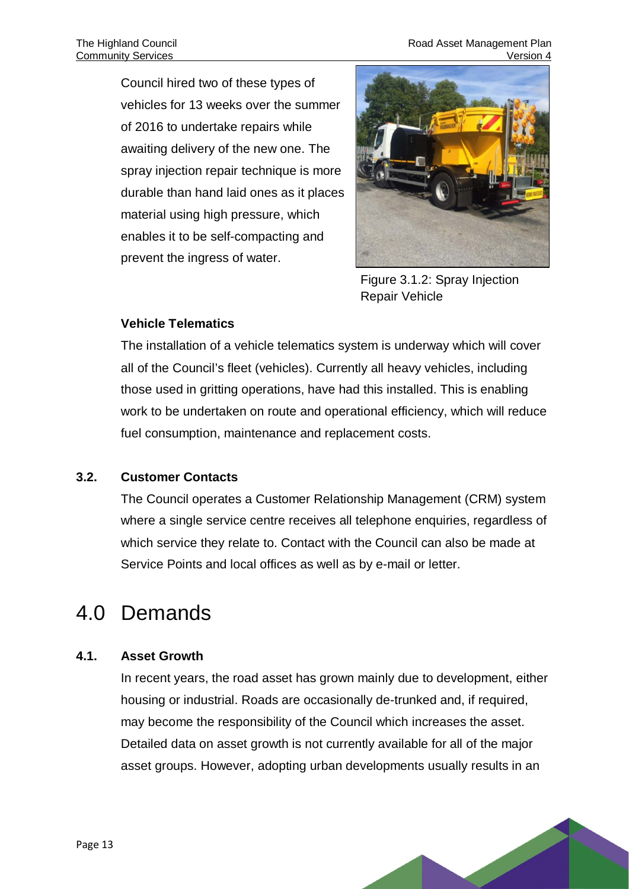Council hired two of these types of vehicles for 13 weeks over the summer of 2016 to undertake repairs while awaiting delivery of the new one. The spray injection repair technique is more durable than hand laid ones as it places material using high pressure, which enables it to be self-compacting and prevent the ingress of water.

Figure 3.1.2: Spray Injection Repair Vehicle

**Vehicle Telematics**

The installation of a vehicle telematics system is underway which will cover all of the Council's fleet (vehicles). Currently all heavy vehicles, including those used in gritting operations, have had this installed. This is enabling work to be undertaken on route and operational efficiency, which will reduce fuel consumption, maintenance and replacement costs.

### 3.2. Customer Contacts

The Council operates a Customer Relationship Management (CRM) system where a single service centre receives all telephone enquiries, regardless of which service they relate to. Contact with the Council can also be made at Service Points and local offices as well as by e-mail or letter.

# 4.0 Demands

### 4.1. Asset Growth

In recent years, the road asset has grown mainly due to development, either housing or industrial. Roads are occasionally de-trunked and, if required, may become the responsibility of the Council which increases the asset. Detailed data on asset growth is not currently available for all of the major asset groups. However, adopting urban developments usually results in an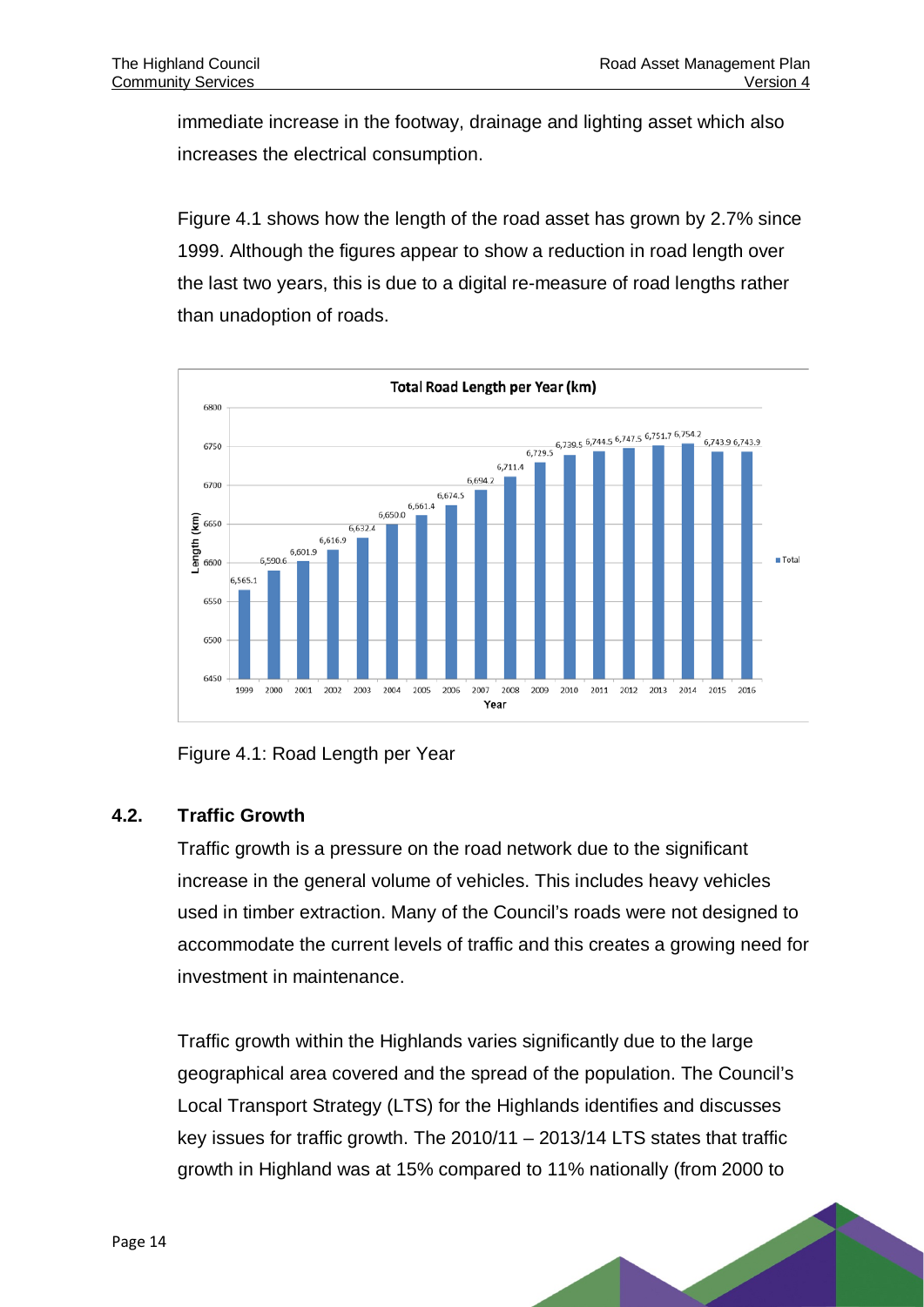immediate increase in the footway, drainage and lighting asset which also increases the electrical consumption.

Figure 4.1 shows how the length of the road asset has grown by 2.7% since 1999. Although the figures appear to show a reduction in road length over the last two years, this is due to a digital re-measure of road lengths rather than unadoption of roads.

**Total Road Length per Year (km)**

| Year | Length (km) |
| --- | --- |
| 1999 | 6,565.1 |
| 2000 | 6,590.6 |
| 2001 | 6,601.9 |
| 2002 | 6,616.9 |
| 2003 | 6,632.4 |
| 2004 | 6,650.0 |
| 2005 | 6,661.4 |
| 2006 | 6,674.5 |
| 2007 | 6,694.2 |
| 2008 | 6,711.4 |
| 2009 | 6,729.5 |
| 2010 | 6,739.5 |
| 2011 | 6,744.5 |
| 2012 | 6,747.5 |
| 2013 | 6,751.7 |
| 2014 | 6,754.2 |
| 2015 | 6,743.9 |
| 2016 | 6,743.9 |

Figure 4.1: Road Length per Year

## 4.2. Traffic Growth

Traffic growth is a pressure on the road network due to the significant increase in the general volume of vehicles. This includes heavy vehicles used in timber extraction. Many of the Council's roads were not designed to accommodate the current levels of traffic and this creates a growing need for investment in maintenance.

Traffic growth within the Highlands varies significantly due to the large geographical area covered and the spread of the population. The Council's Local Transport Strategy (LTS) for the Highlands identifies and discusses key issues for traffic growth. The 2010/11 – 2013/14 LTS states that traffic growth in Highland was at 15% compared to 11% nationally (from 2000 to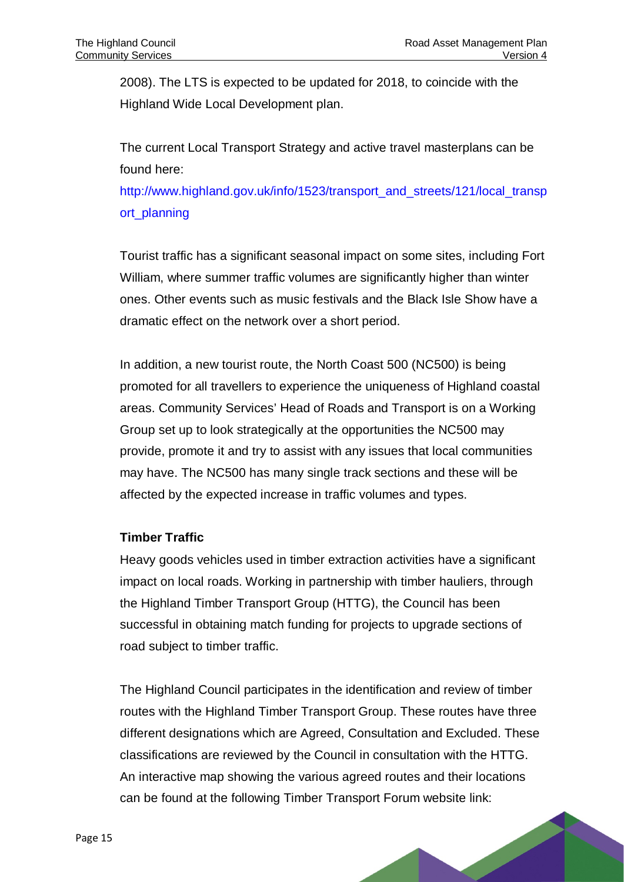2008). The LTS is expected to be updated for 2018, to coincide with the Highland Wide Local Development plan.

The current Local Transport Strategy and active travel masterplans can be found here:
http://www.highland.gov.uk/info/1523/transport_and_streets/121/local_transport_planning

Tourist traffic has a significant seasonal impact on some sites, including Fort William, where summer traffic volumes are significantly higher than winter ones. Other events such as music festivals and the Black Isle Show have a dramatic effect on the network over a short period.

In addition, a new tourist route, the North Coast 500 (NC500) is being promoted for all travellers to experience the uniqueness of Highland coastal areas. Community Services' Head of Roads and Transport is on a Working Group set up to look strategically at the opportunities the NC500 may provide, promote it and try to assist with any issues that local communities may have. The NC500 has many single track sections and these will be affected by the expected increase in traffic volumes and types.

**Timber Traffic**

Heavy goods vehicles used in timber extraction activities have a significant impact on local roads. Working in partnership with timber hauliers, through the Highland Timber Transport Group (HTTG), the Council has been successful in obtaining match funding for projects to upgrade sections of road subject to timber traffic.

The Highland Council participates in the identification and review of timber routes with the Highland Timber Transport Group. These routes have three different designations which are Agreed, Consultation and Excluded. These classifications are reviewed by the Council in consultation with the HTTG. An interactive map showing the various agreed routes and their locations can be found at the following Timber Transport Forum website link: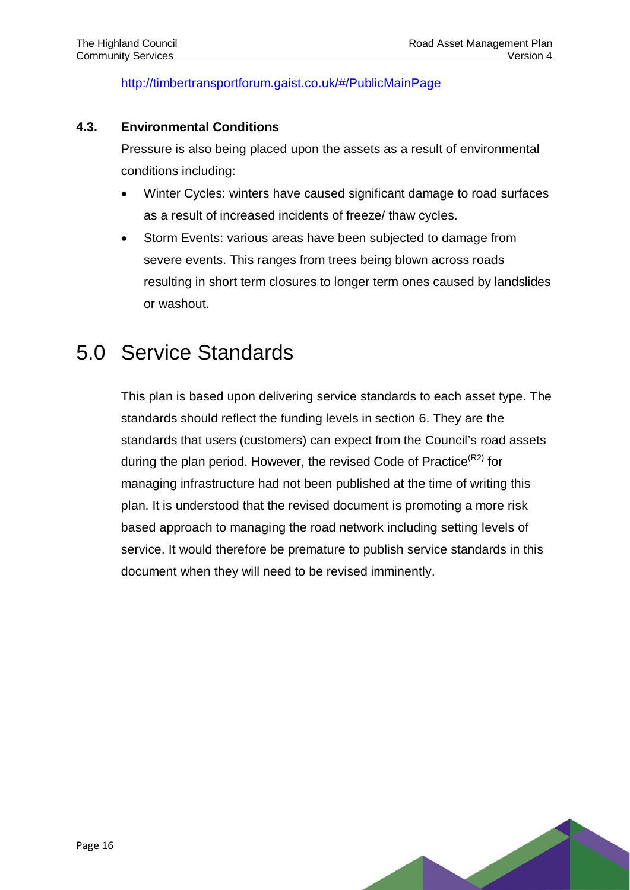http://timbertransportforum.gaist.co.uk/#/PublicMainPage

### 4.3. Environmental Conditions

Pressure is also being placed upon the assets as a result of environmental conditions including:

- Winter Cycles: winters have caused significant damage to road surfaces as a result of increased incidents of freeze/ thaw cycles.
- Storm Events: various areas have been subjected to damage from severe events. This ranges from trees being blown across roads resulting in short term closures to longer term ones caused by landslides or washout.

# 5.0 Service Standards

This plan is based upon delivering service standards to each asset type. The standards should reflect the funding levels in section 6. They are the standards that users (customers) can expect from the Council's road assets during the plan period. However, the revised Code of Practice[R2] for managing infrastructure had not been published at the time of writing this plan. It is understood that the revised document is promoting a more risk based approach to managing the road network including setting levels of service. It would therefore be premature to publish service standards in this document when they will need to be revised imminently.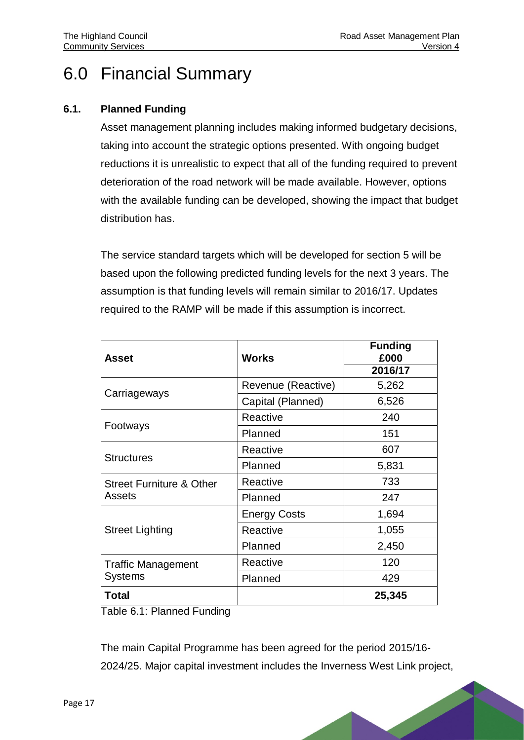# 6.0 Financial Summary

### 6.1. Planned Funding

Asset management planning includes making informed budgetary decisions, taking into account the strategic options presented. With ongoing budget reductions it is unrealistic to expect that all of the funding required to prevent deterioration of the road network will be made available. However, options with the available funding can be developed, showing the impact that budget distribution has.

The service standard targets which will be developed for section 5 will be based upon the following predicted funding levels for the next 3 years. The assumption is that funding levels will remain similar to 2016/17. Updates required to the RAMP will be made if this assumption is incorrect.

| **Asset** | **Works** | **Funding £000 2016/17** |
|---|---|---|
| Carriageways | Revenue (Reactive) | 5,262 |
| | Capital (Planned) | 6,526 |
| Footways | Reactive | 240 |
| | Planned | 151 |
| Structures | Reactive | 607 |
| | Planned | 5,831 |
| Street Furniture & Other Assets | Reactive | 733 |
| | Planned | 247 |
| Street Lighting | Energy Costs | 1,694 |
| | Reactive | 1,055 |
| | Planned | 2,450 |
| Traffic Management Systems | Reactive | 120 |
| | Planned | 429 |
| **Total** | | **25,345** |

Table 6.1: Planned Funding

The main Capital Programme has been agreed for the period 2015/16-2024/25. Major capital investment includes the Inverness West Link project,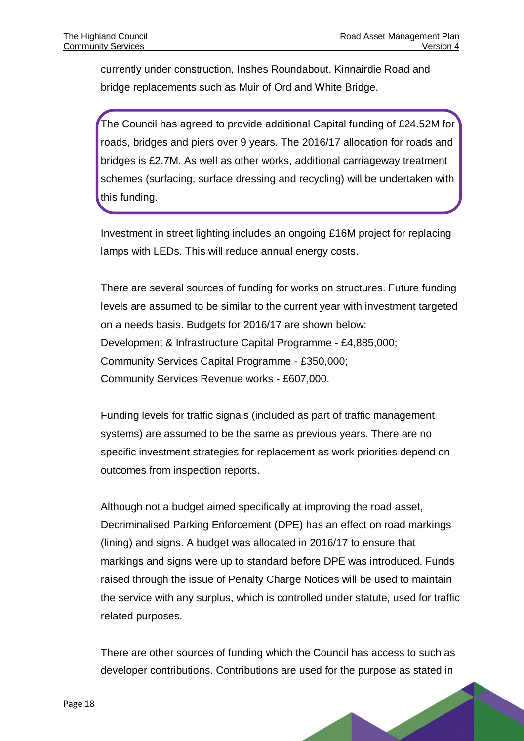currently under construction, Inshes Roundabout, Kinnairdie Road and bridge replacements such as Muir of Ord and White Bridge.

The Council has agreed to provide additional Capital funding of £24.52M for roads, bridges and piers over 9 years. The 2016/17 allocation for roads and bridges is £2.7M. As well as other works, additional carriageway treatment schemes (surfacing, surface dressing and recycling) will be undertaken with this funding.

Investment in street lighting includes an ongoing £16M project for replacing lamps with LEDs. This will reduce annual energy costs.

There are several sources of funding for works on structures. Future funding levels are assumed to be similar to the current year with investment targeted on a needs basis. Budgets for 2016/17 are shown below:
Development & Infrastructure Capital Programme - £4,885,000;
Community Services Capital Programme - £350,000;
Community Services Revenue works - £607,000.

Funding levels for traffic signals (included as part of traffic management systems) are assumed to be the same as previous years. There are no specific investment strategies for replacement as work priorities depend on outcomes from inspection reports.

Although not a budget aimed specifically at improving the road asset, Decriminalised Parking Enforcement (DPE) has an effect on road markings (lining) and signs. A budget was allocated in 2016/17 to ensure that markings and signs were up to standard before DPE was introduced. Funds raised through the issue of Penalty Charge Notices will be used to maintain the service with any surplus, which is controlled under statute, used for traffic related purposes.

There are other sources of funding which the Council has access to such as developer contributions. Contributions are used for the purpose as stated in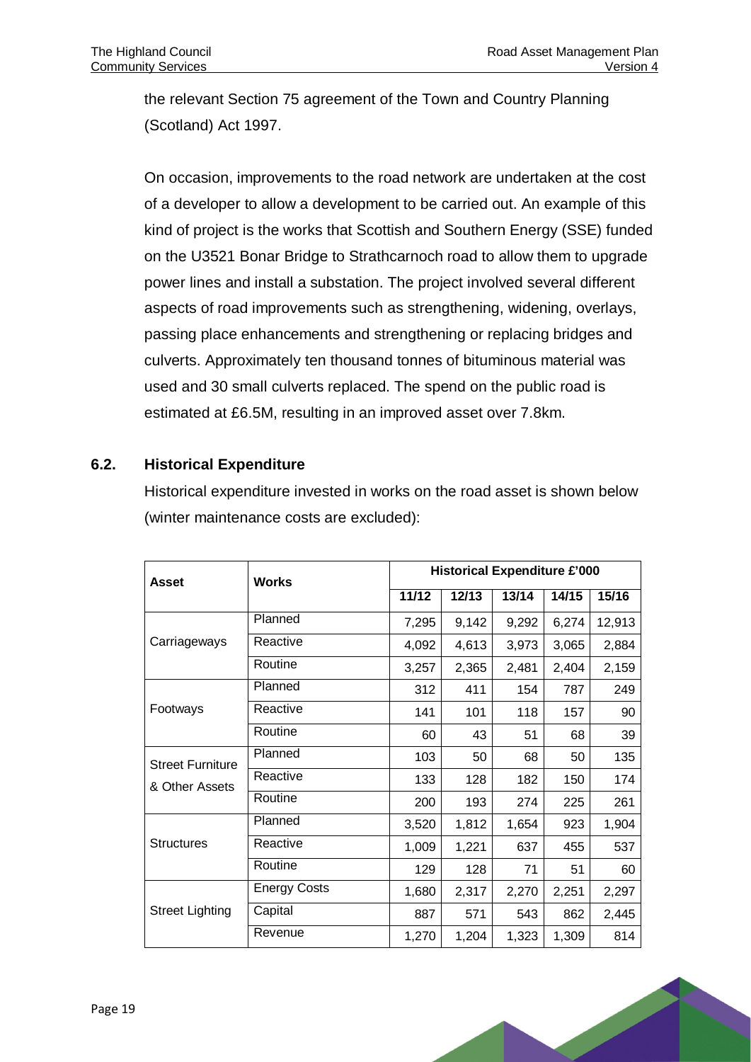the relevant Section 75 agreement of the Town and Country Planning (Scotland) Act 1997.

On occasion, improvements to the road network are undertaken at the cost of a developer to allow a development to be carried out. An example of this kind of project is the works that Scottish and Southern Energy (SSE) funded on the U3521 Bonar Bridge to Strathcarnoch road to allow them to upgrade power lines and install a substation. The project involved several different aspects of road improvements such as strengthening, widening, overlays, passing place enhancements and strengthening or replacing bridges and culverts. Approximately ten thousand tonnes of bituminous material was used and 30 small culverts replaced. The spend on the public road is estimated at £6.5M, resulting in an improved asset over 7.8km.

## 6.2. Historical Expenditure

Historical expenditure invested in works on the road asset is shown below (winter maintenance costs are excluded):

| Asset | Works | Historical Expenditure £'000 | | | | |
|---|---|---|---|---|---|---|
| | | 11/12 | 12/13 | 13/14 | 14/15 | 15/16 |
| Carriageways | Planned | 7,295 | 9,142 | 9,292 | 6,274 | 12,913 |
| | Reactive | 4,092 | 4,613 | 3,973 | 3,065 | 2,884 |
| | Routine | 3,257 | 2,365 | 2,481 | 2,404 | 2,159 |
| Footways | Planned | 312 | 411 | 154 | 787 | 249 |
| | Reactive | 141 | 101 | 118 | 157 | 90 |
| | Routine | 60 | 43 | 51 | 68 | 39 |
| Street Furniture & Other Assets | Planned | 103 | 50 | 68 | 50 | 135 |
| | Reactive | 133 | 128 | 182 | 150 | 174 |
| | Routine | 200 | 193 | 274 | 225 | 261 |
| Structures | Planned | 3,520 | 1,812 | 1,654 | 923 | 1,904 |
| | Reactive | 1,009 | 1,221 | 637 | 455 | 537 |
| | Routine | 129 | 128 | 71 | 51 | 60 |
| Street Lighting | Energy Costs | 1,680 | 2,317 | 2,270 | 2,251 | 2,297 |
| | Capital | 887 | 571 | 543 | 862 | 2,445 |
| | Revenue | 1,270 | 1,204 | 1,323 | 1,309 | 814 |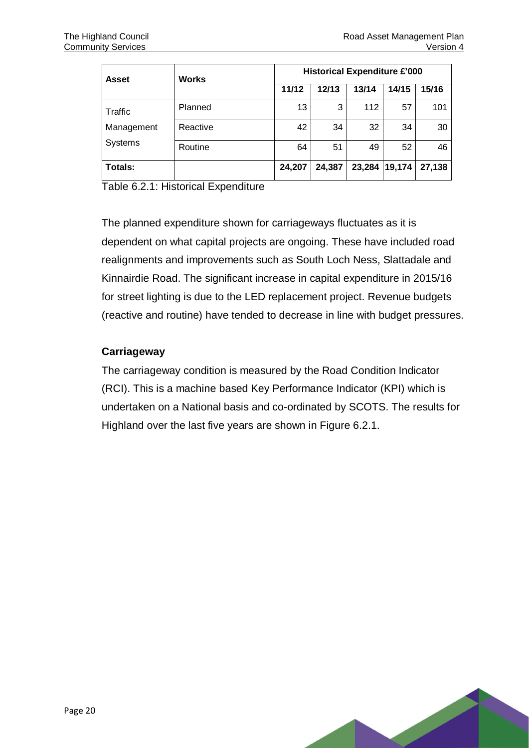| Asset | Works | Historical Expenditure £'000 | | | | |
|---|---|---|---|---|---|---|
| | | 11/12 | 12/13 | 13/14 | 14/15 | 15/16 |
| Traffic Management Systems | Planned | 13 | 3 | 112 | 57 | 101 |
| | Reactive | 42 | 34 | 32 | 34 | 30 |
| | Routine | 64 | 51 | 49 | 52 | 46 |
| **Totals:** | | **24,207** | **24,387** | **23,284** | **19,174** | **27,138** |

Table 6.2.1: Historical Expenditure

The planned expenditure shown for carriageways fluctuates as it is dependent on what capital projects are ongoing. These have included road realignments and improvements such as South Loch Ness, Slattadale and Kinnairdie Road. The significant increase in capital expenditure in 2015/16 for street lighting is due to the LED replacement project. Revenue budgets (reactive and routine) have tended to decrease in line with budget pressures.

### Carriageway

The carriageway condition is measured by the Road Condition Indicator (RCI). This is a machine based Key Performance Indicator (KPI) which is undertaken on a National basis and co-ordinated by SCOTS. The results for Highland over the last five years are shown in Figure 6.2.1.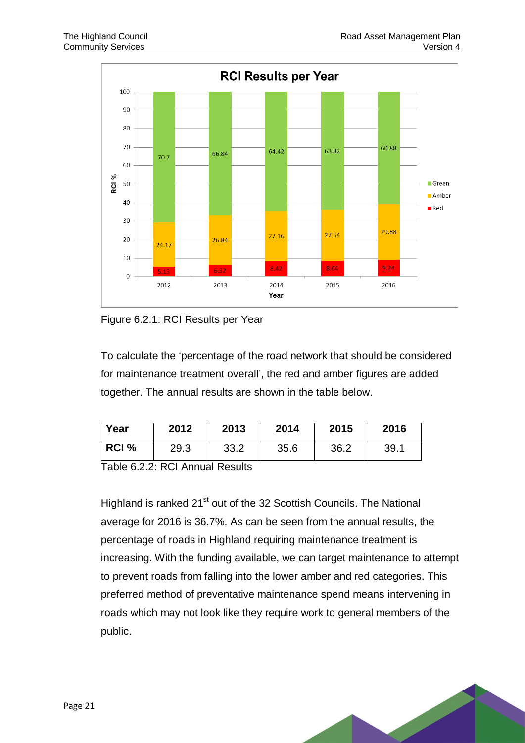Figure 6.2.1: RCI Results per Year

To calculate the 'percentage of the road network that should be considered for maintenance treatment overall', the red and amber figures are added together. The annual results are shown in the table below.

| Year | 2012 | 2013 | 2014 | 2015 | 2016 |
|---|---|---|---|---|---|
| RCI % | 29.3 | 33.2 | 35.6 | 36.2 | 39.1 |

Table 6.2.2: RCI Annual Results

Highland is ranked 21st out of the 32 Scottish Councils. The National average for 2016 is 36.7%. As can be seen from the annual results, the percentage of roads in Highland requiring maintenance treatment is increasing. With the funding available, we can target maintenance to attempt to prevent roads from falling into the lower amber and red categories. This preferred method of preventative maintenance spend means intervening in roads which may not look like they require work to general members of the public.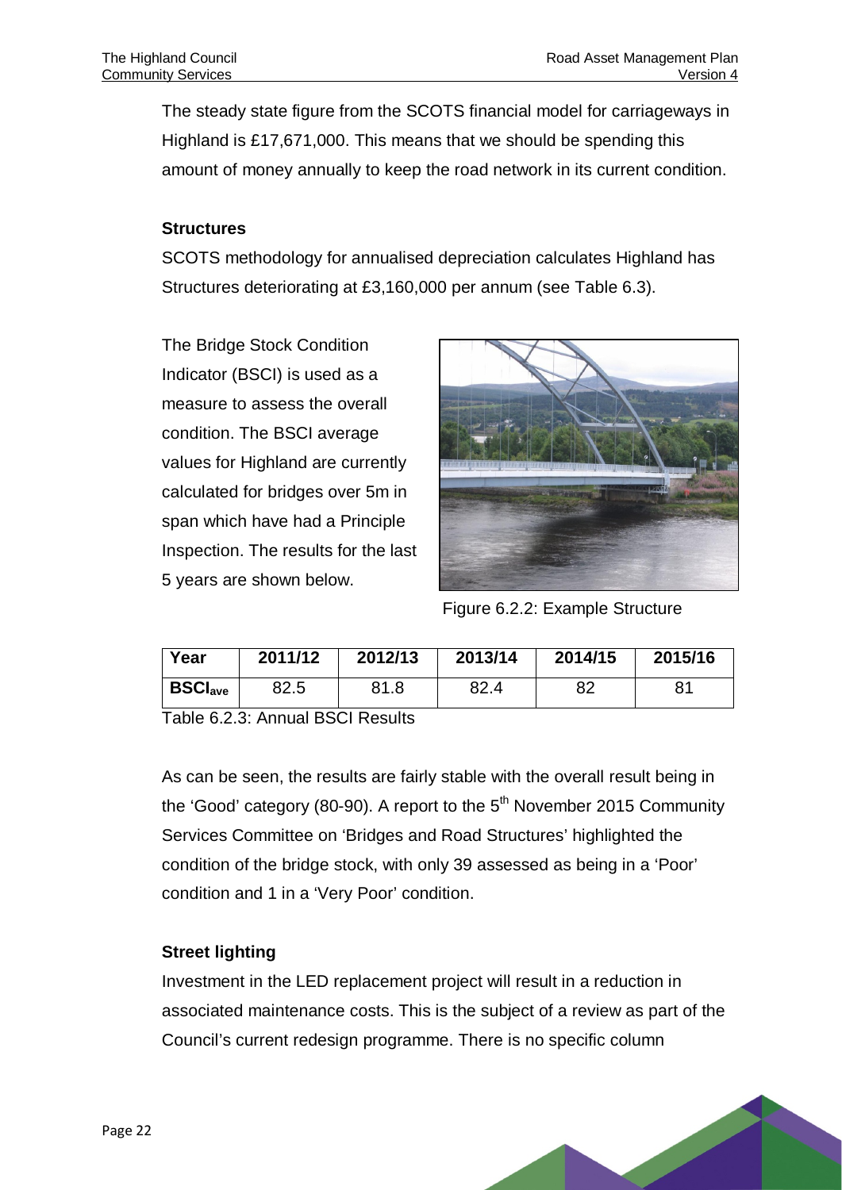The steady state figure from the SCOTS financial model for carriageways in Highland is £17,671,000. This means that we should be spending this amount of money annually to keep the road network in its current condition.

**Structures**

SCOTS methodology for annualised depreciation calculates Highland has Structures deteriorating at £3,160,000 per annum (see Table 6.3).

The Bridge Stock Condition Indicator (BSCI) is used as a measure to assess the overall condition. The BSCI average values for Highland are currently calculated for bridges over 5m in span which have had a Principle Inspection. The results for the last 5 years are shown below.

Figure 6.2.2: Example Structure

| Year | 2011/12 | 2012/13 | 2013/14 | 2014/15 | 2015/16 |
|---|---|---|---|---|---|
| $BSCI_{ave}$ | 82.5 | 81.8 | 82.4 | 82 | 81 |

Table 6.2.3: Annual BSCI Results

As can be seen, the results are fairly stable with the overall result being in the 'Good' category (80-90). A report to the 5th November 2015 Community Services Committee on 'Bridges and Road Structures' highlighted the condition of the bridge stock, with only 39 assessed as being in a 'Poor' condition and 1 in a 'Very Poor' condition.

**Street lighting**

Investment in the LED replacement project will result in a reduction in associated maintenance costs. This is the subject of a review as part of the Council's current redesign programme. There is no specific column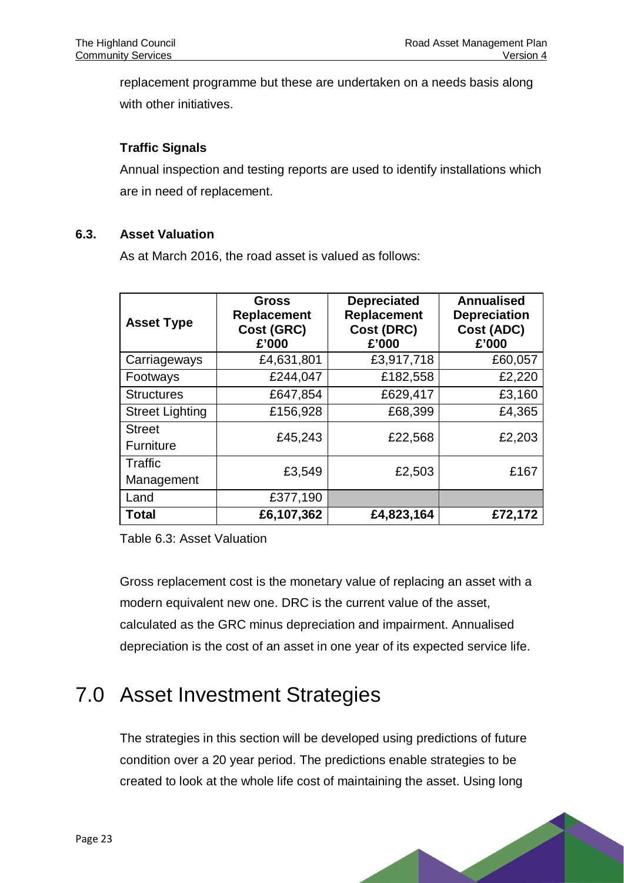replacement programme but these are undertaken on a needs basis along with other initiatives.

**Traffic Signals**

Annual inspection and testing reports are used to identify installations which are in need of replacement.

### 6.3. Asset Valuation

As at March 2016, the road asset is valued as follows:

| Asset Type | Gross Replacement Cost (GRC) £'000 | Depreciated Replacement Cost (DRC) £'000 | Annualised Depreciation Cost (ADC) £'000 |
|---|---|---|---|
| Carriageways | £4,631,801 | £3,917,718 | £60,057 |
| Footways | £244,047 | £182,558 | £2,220 |
| Structures | £647,854 | £629,417 | £3,160 |
| Street Lighting | £156,928 | £68,399 | £4,365 |
| Street Furniture | £45,243 | £22,568 | £2,203 |
| Traffic Management | £3,549 | £2,503 | £167 |
| Land | £377,190 | | |
| **Total** | **£6,107,362** | **£4,823,164** | **£72,172** |

Table 6.3: Asset Valuation

Gross replacement cost is the monetary value of replacing an asset with a modern equivalent new one. DRC is the current value of the asset, calculated as the GRC minus depreciation and impairment. Annualised depreciation is the cost of an asset in one year of its expected service life.

# 7.0 Asset Investment Strategies

The strategies in this section will be developed using predictions of future condition over a 20 year period. The predictions enable strategies to be created to look at the whole life cost of maintaining the asset. Using long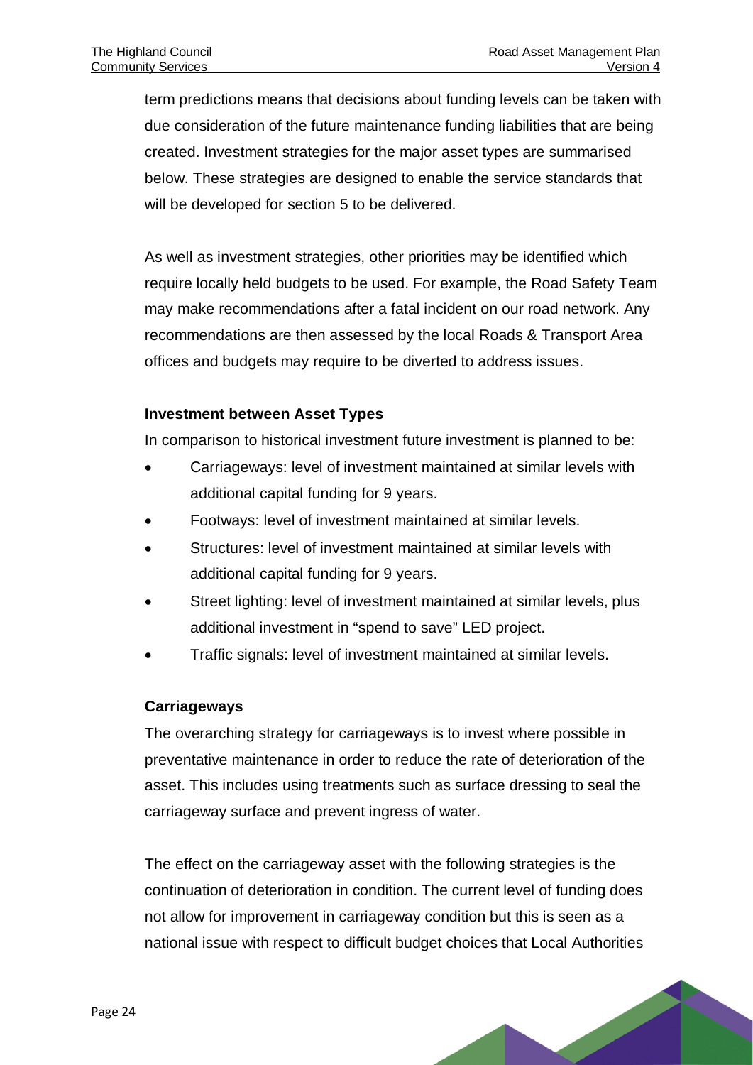term predictions means that decisions about funding levels can be taken with due consideration of the future maintenance funding liabilities that are being created. Investment strategies for the major asset types are summarised below. These strategies are designed to enable the service standards that will be developed for section 5 to be delivered.

As well as investment strategies, other priorities may be identified which require locally held budgets to be used. For example, the Road Safety Team may make recommendations after a fatal incident on our road network. Any recommendations are then assessed by the local Roads & Transport Area offices and budgets may require to be diverted to address issues.

**Investment between Asset Types**

In comparison to historical investment future investment is planned to be:

- Carriageways: level of investment maintained at similar levels with additional capital funding for 9 years.
- Footways: level of investment maintained at similar levels.
- Structures: level of investment maintained at similar levels with additional capital funding for 9 years.
- Street lighting: level of investment maintained at similar levels, plus additional investment in "spend to save" LED project.
- Traffic signals: level of investment maintained at similar levels.

**Carriageways**

The overarching strategy for carriageways is to invest where possible in preventative maintenance in order to reduce the rate of deterioration of the asset. This includes using treatments such as surface dressing to seal the carriageway surface and prevent ingress of water.

The effect on the carriageway asset with the following strategies is the continuation of deterioration in condition. The current level of funding does not allow for improvement in carriageway condition but this is seen as a national issue with respect to difficult budget choices that Local Authorities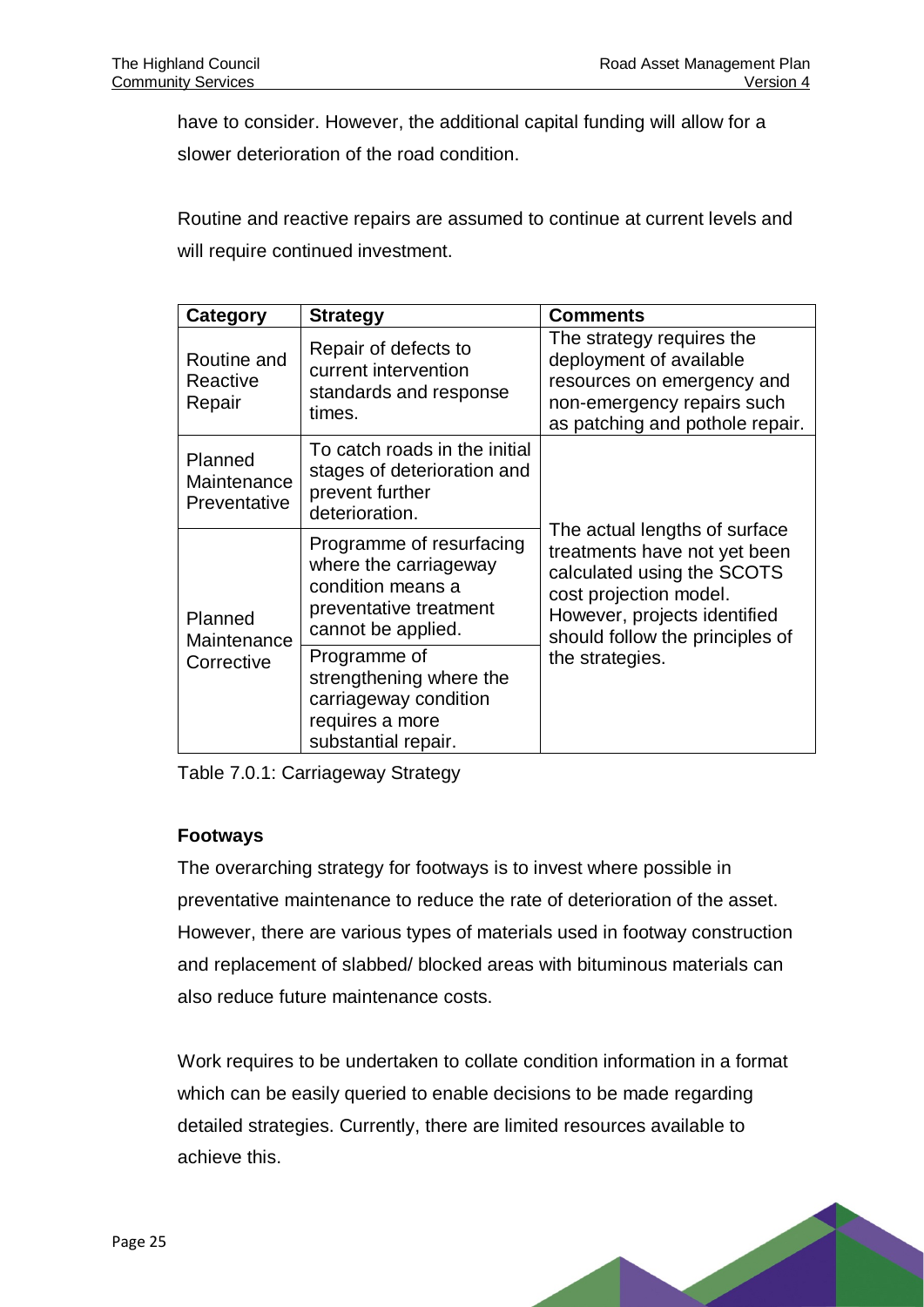have to consider. However, the additional capital funding will allow for a slower deterioration of the road condition.

Routine and reactive repairs are assumed to continue at current levels and will require continued investment.

| Category | Strategy | Comments |
| --- | --- | --- |
| Routine and Reactive Repair | Repair of defects to current intervention standards and response times. | The strategy requires the deployment of available resources on emergency and non-emergency repairs such as patching and pothole repair. |
| Planned Maintenance Preventative | To catch roads in the initial stages of deterioration and prevent further deterioration. | The actual lengths of surface treatments have not yet been calculated using the SCOTS cost projection model. However, projects identified should follow the principles of the strategies. |
| Planned Maintenance Corrective | Programme of resurfacing where the carriageway condition means a preventative treatment cannot be applied. | |
| | Programme of strengthening where the carriageway condition requires a more substantial repair. | |

Table 7.0.1: Carriageway Strategy

### Footways

The overarching strategy for footways is to invest where possible in preventative maintenance to reduce the rate of deterioration of the asset. However, there are various types of materials used in footway construction and replacement of slabbed/ blocked areas with bituminous materials can also reduce future maintenance costs.

Work requires to be undertaken to collate condition information in a format which can be easily queried to enable decisions to be made regarding detailed strategies. Currently, there are limited resources available to achieve this.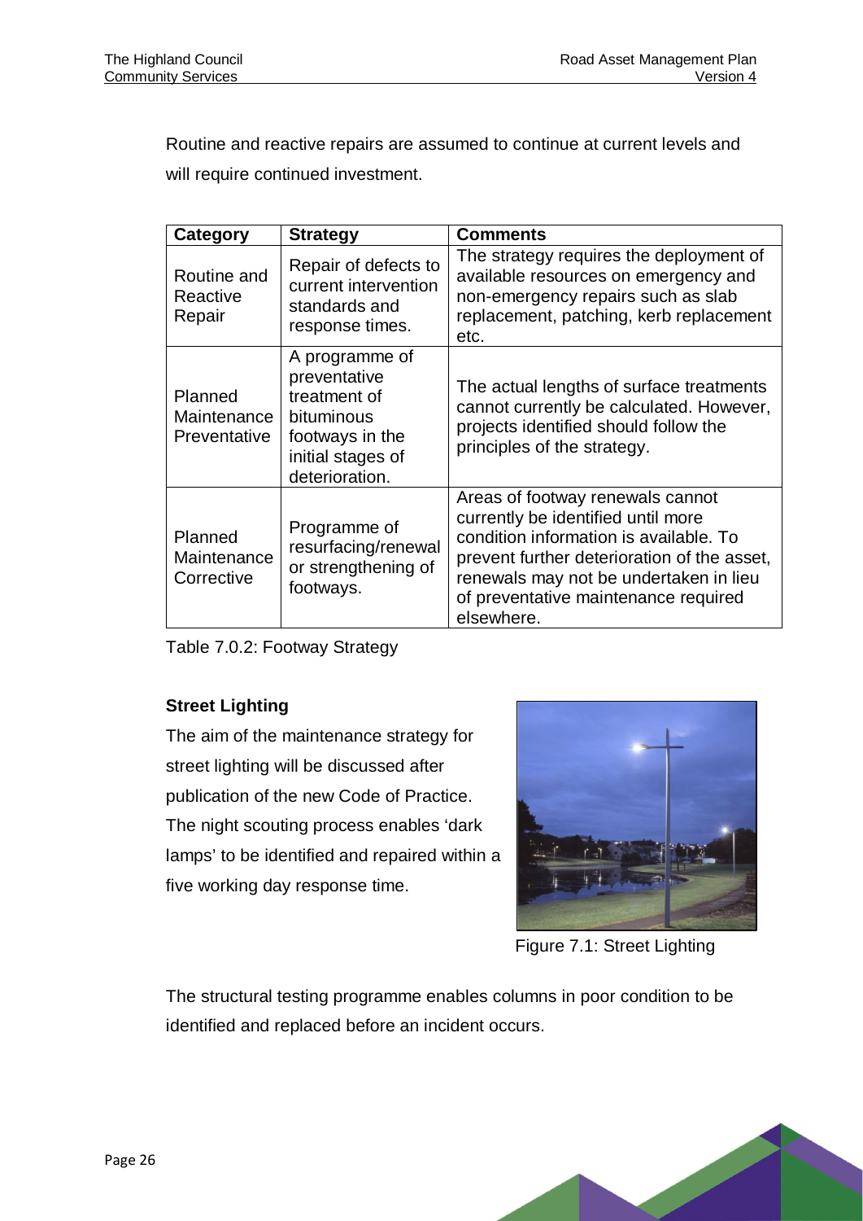Routine and reactive repairs are assumed to continue at current levels and will require continued investment.

| Category | Strategy | Comments |
|---|---|---|
| Routine and Reactive Repair | Repair of defects to current intervention standards and response times. | The strategy requires the deployment of available resources on emergency and non-emergency repairs such as slab replacement, patching, kerb replacement etc. |
| Planned Maintenance Preventative | A programme of preventative treatment of bituminous footways in the initial stages of deterioration. | The actual lengths of surface treatments cannot currently be calculated. However, projects identified should follow the principles of the strategy. |
| Planned Maintenance Corrective | Programme of resurfacing/renewal or strengthening of footways. | Areas of footway renewals cannot currently be identified until more condition information is available. To prevent further deterioration of the asset, renewals may not be undertaken in lieu of preventative maintenance required elsewhere. |

Table 7.0.2: Footway Strategy

**Street Lighting**

The aim of the maintenance strategy for street lighting will be discussed after publication of the new Code of Practice. The night scouting process enables 'dark lamps' to be identified and repaired within a five working day response time.

Figure 7.1: Street Lighting

The structural testing programme enables columns in poor condition to be identified and replaced before an incident occurs.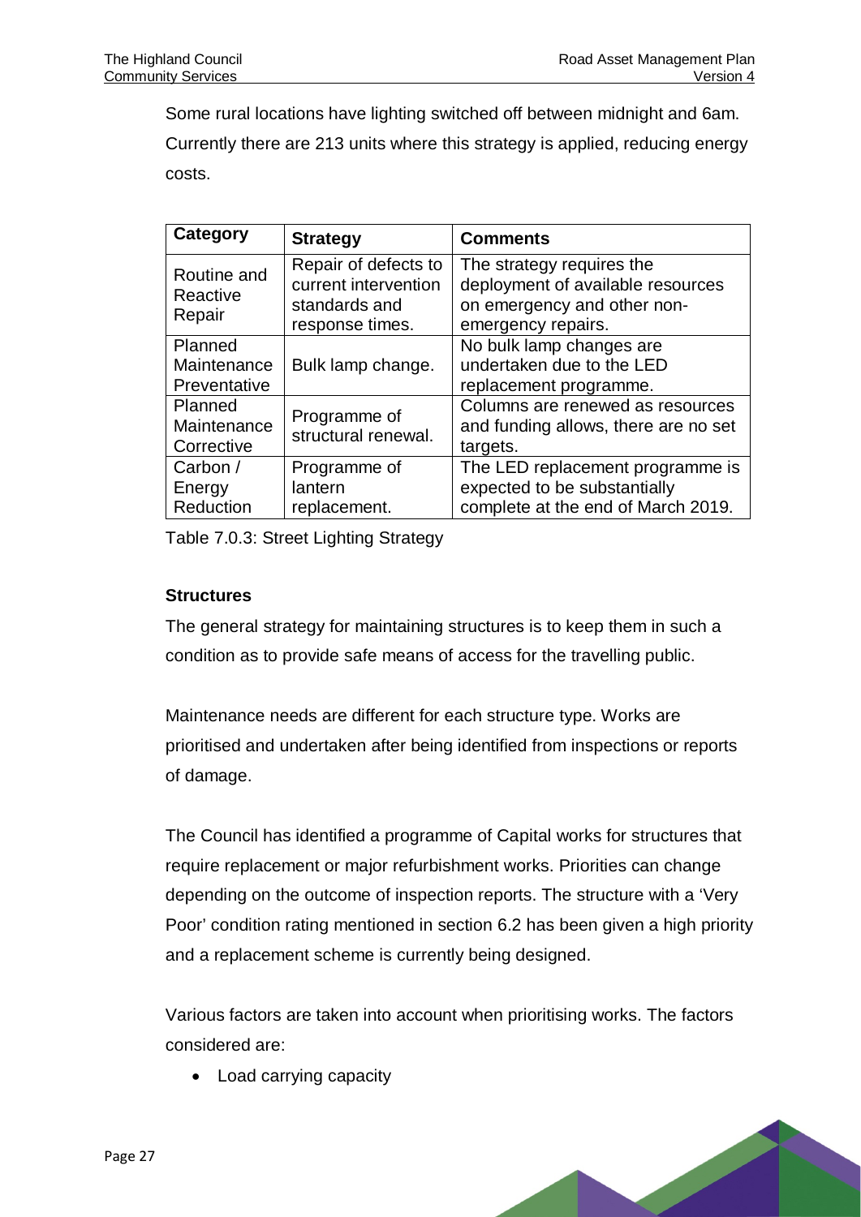Some rural locations have lighting switched off between midnight and 6am. Currently there are 213 units where this strategy is applied, reducing energy costs.

| Category | Strategy | Comments |
|---|---|---|
| Routine and Reactive Repair | Repair of defects to current intervention standards and response times. | The strategy requires the deployment of available resources on emergency and other non-emergency repairs. |
| Planned Maintenance Preventative | Bulk lamp change. | No bulk lamp changes are undertaken due to the LED replacement programme. |
| Planned Maintenance Corrective | Programme of structural renewal. | Columns are renewed as resources and funding allows, there are no set targets. |
| Carbon / Energy Reduction | Programme of lantern replacement. | The LED replacement programme is expected to be substantially complete at the end of March 2019. |

Table 7.0.3: Street Lighting Strategy

**Structures**

The general strategy for maintaining structures is to keep them in such a condition as to provide safe means of access for the travelling public.

Maintenance needs are different for each structure type. Works are prioritised and undertaken after being identified from inspections or reports of damage.

The Council has identified a programme of Capital works for structures that require replacement or major refurbishment works. Priorities can change depending on the outcome of inspection reports. The structure with a 'Very Poor' condition rating mentioned in section 6.2 has been given a high priority and a replacement scheme is currently being designed.

Various factors are taken into account when prioritising works. The factors considered are:

- Load carrying capacity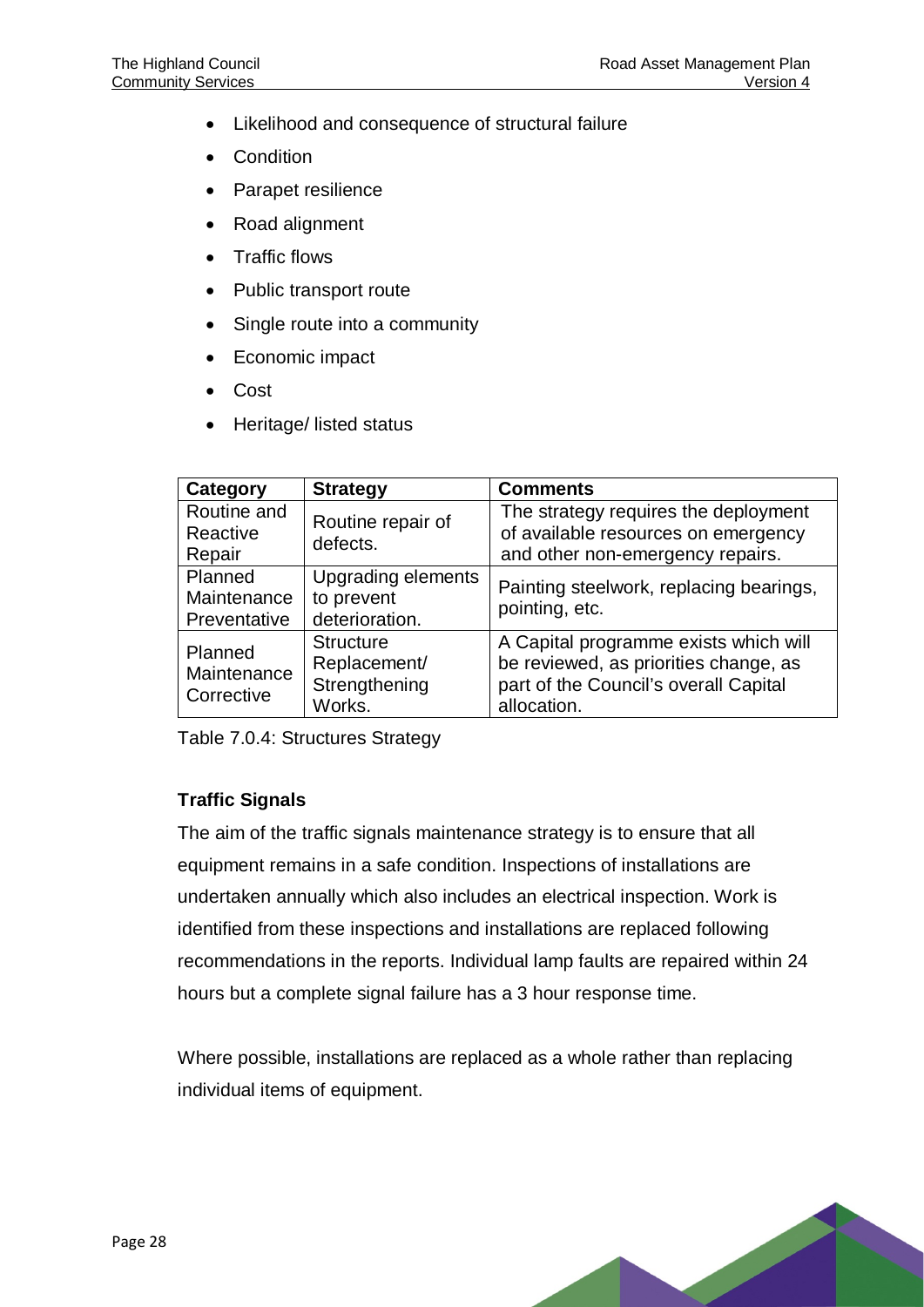- Likelihood and consequence of structural failure
- Condition
- Parapet resilience
- Road alignment
- Traffic flows
- Public transport route
- Single route into a community
- Economic impact
- Cost
- Heritage/ listed status

| Category | Strategy | Comments |
|---|---|---|
| Routine and Reactive Repair | Routine repair of defects. | The strategy requires the deployment of available resources on emergency and other non-emergency repairs. |
| Planned Maintenance Preventative | Upgrading elements to prevent deterioration. | Painting steelwork, replacing bearings, pointing, etc. |
| Planned Maintenance Corrective | Structure Replacement/ Strengthening Works. | A Capital programme exists which will be reviewed, as priorities change, as part of the Council's overall Capital allocation. |

Table 7.0.4: Structures Strategy

**Traffic Signals**

The aim of the traffic signals maintenance strategy is to ensure that all equipment remains in a safe condition. Inspections of installations are undertaken annually which also includes an electrical inspection. Work is identified from these inspections and installations are replaced following recommendations in the reports. Individual lamp faults are repaired within 24 hours but a complete signal failure has a 3 hour response time.

Where possible, installations are replaced as a whole rather than replacing individual items of equipment.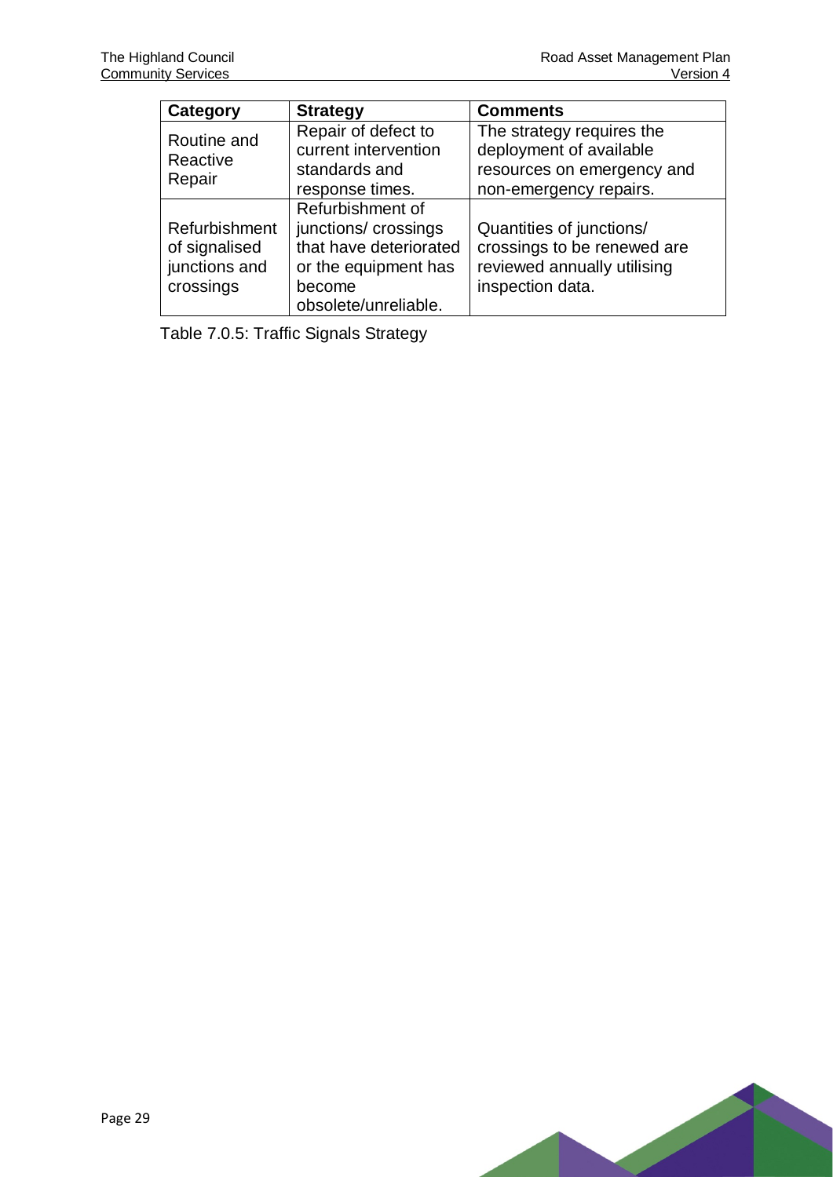| Category | Strategy | Comments |
|---|---|---|
| Routine and Reactive Repair | Repair of defect to current intervention standards and response times. | The strategy requires the deployment of available resources on emergency and non-emergency repairs. |
| Refurbishment of signalised junctions and crossings | Refurbishment of junctions/ crossings that have deteriorated or the equipment has become obsolete/unreliable. | Quantities of junctions/ crossings to be renewed are reviewed annually utilising inspection data. |

Table 7.0.5: Traffic Signals Strategy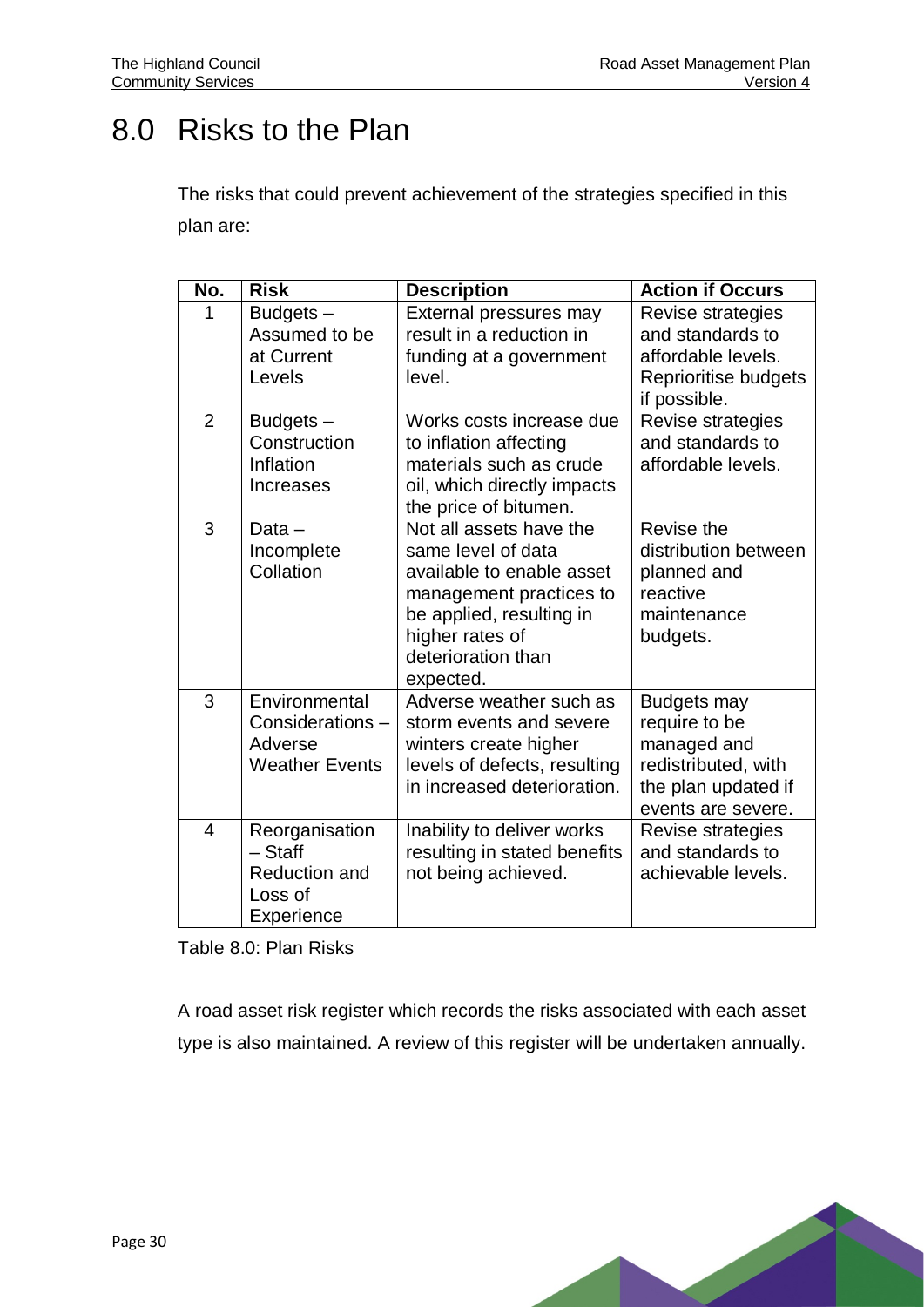# 8.0 Risks to the Plan

The risks that could prevent achievement of the strategies specified in this plan are:

| No. | Risk | Description | Action if Occurs |
|---|---|---|---|
| 1 | Budgets – Assumed to be at Current Levels | External pressures may result in a reduction in funding at a government level. | Revise strategies and standards to affordable levels. Reprioritise budgets if possible. |
| 2 | Budgets – Construction Inflation Increases | Works costs increase due to inflation affecting materials such as crude oil, which directly impacts the price of bitumen. | Revise strategies and standards to affordable levels. |
| 3 | Data – Incomplete Collation | Not all assets have the same level of data available to enable asset management practices to be applied, resulting in higher rates of deterioration than expected. | Revise the distribution between planned and reactive maintenance budgets. |
| 3 | Environmental Considerations – Adverse Weather Events | Adverse weather such as storm events and severe winters create higher levels of defects, resulting in increased deterioration. | Budgets may require to be managed and redistributed, with the plan updated if events are severe. |
| 4 | Reorganisation – Staff Reduction and Loss of Experience | Inability to deliver works resulting in stated benefits not being achieved. | Revise strategies and standards to achievable levels. |

Table 8.0: Plan Risks

A road asset risk register which records the risks associated with each asset type is also maintained. A review of this register will be undertaken annually.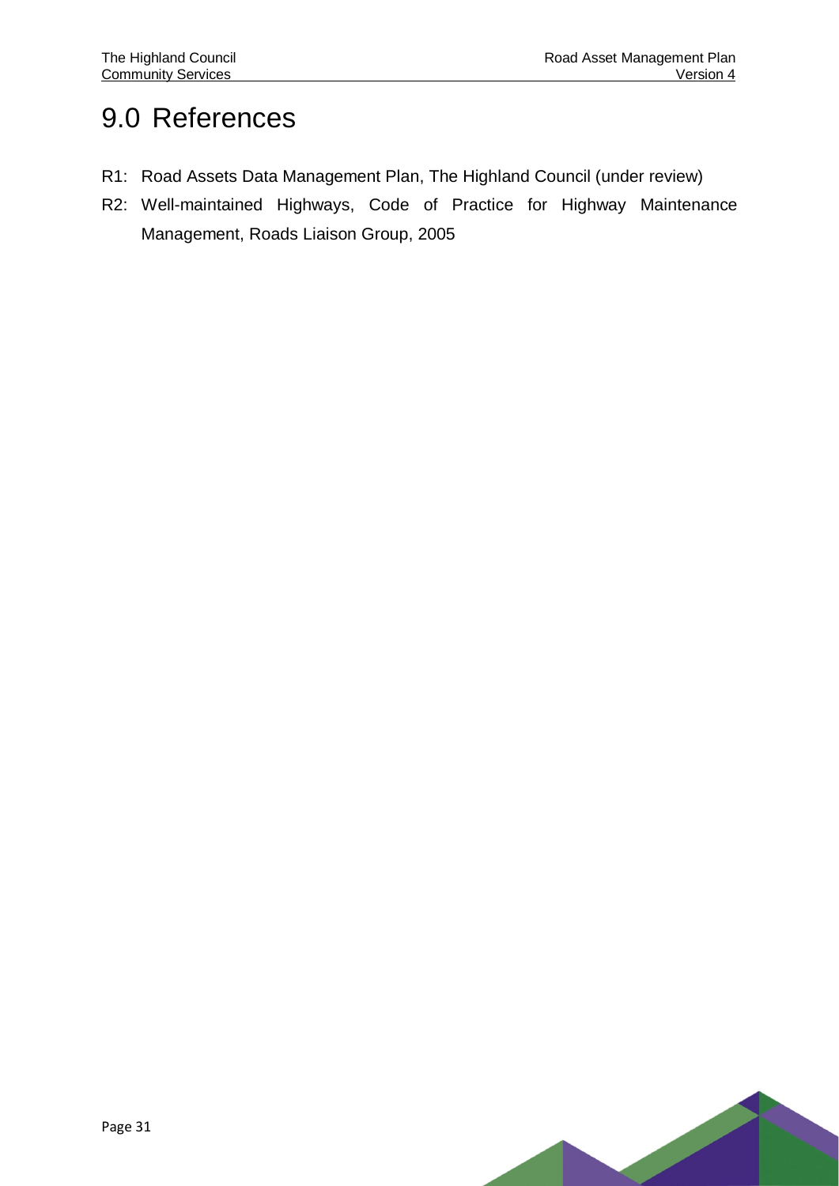# 9.0 References

R1: Road Assets Data Management Plan, The Highland Council (under review)

R2: Well-maintained Highways, Code of Practice for Highway Maintenance Management, Roads Liaison Group, 2005